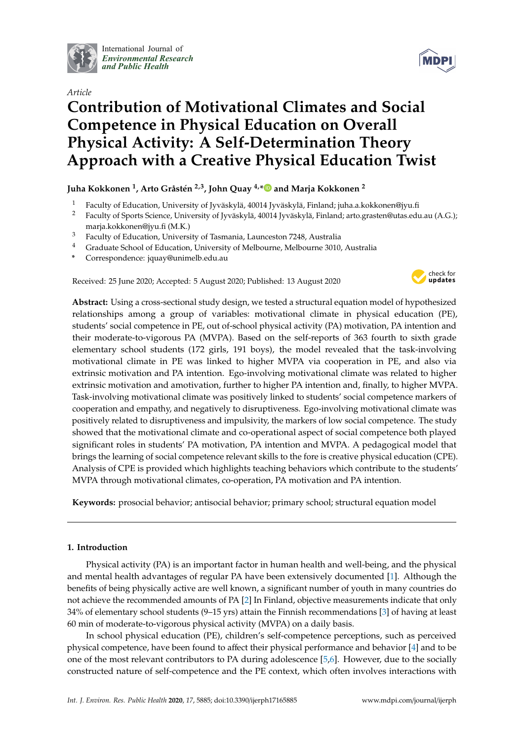International Journal of *Environmental Research and Public Health*

*Article*

# Contribution of Motivational Climates and Social Competence in Physical Education on Overall Physical Activity: A Self-Determination Theory Approach with a Creative Physical Education Twist

**Juha Kokkonen [1], Arto Gråstén [2,3], John Quay [4,*] and Marja Kokkonen [2]**

[1] Faculty of Education, University of Jyväskylä, 40014 Jyväskylä, Finland; juha.a.kokkonen@jyu.fi
[2] Faculty of Sports Science, University of Jyväskylä, 40014 Jyväskylä, Finland; arto.grasten@utas.edu.au (A.G.); marja.kokkonen@jyu.fi (M.K.)
[3] Faculty of Education, University of Tasmania, Launceston 7248, Australia
[4] Graduate School of Education, University of Melbourne, Melbourne 3010, Australia
\* Correspondence: jquay@unimelb.edu.au

Received: 25 June 2020; Accepted: 5 August 2020; Published: 13 August 2020

**Abstract:** Using a cross-sectional study design, we tested a structural equation model of hypothesized relationships among a group of variables: motivational climate in physical education (PE), students' social competence in PE, out of-school physical activity (PA) motivation, PA intention and their moderate-to-vigorous PA (MVPA). Based on the self-reports of 363 fourth to sixth grade elementary school students (172 girls, 191 boys), the model revealed that the task-involving motivational climate in PE was linked to higher MVPA via cooperation in PE, and also via extrinsic motivation and PA intention. Ego-involving motivational climate was related to higher extrinsic motivation and amotivation, further to higher PA intention and, finally, to higher MVPA. Task-involving motivational climate was positively linked to students' social competence markers of cooperation and empathy, and negatively to disruptiveness. Ego-involving motivational climate was positively related to disruptiveness and impulsivity, the markers of low social competence. The study showed that the motivational climate and co-operational aspect of social competence both played significant roles in students' PA motivation, PA intention and MVPA. A pedagogical model that brings the learning of social competence relevant skills to the fore is creative physical education (CPE). Analysis of CPE is provided which highlights teaching behaviors which contribute to the students' MVPA through motivational climates, co-operation, PA motivation and PA intention.

**Keywords:** prosocial behavior; antisocial behavior; primary school; structural equation model

## 1. Introduction

Physical activity (PA) is an important factor in human health and well-being, and the physical and mental health advantages of regular PA have been extensively documented [1]. Although the benefits of being physically active are well known, a significant number of youth in many countries do not achieve the recommended amounts of PA [2] In Finland, objective measurements indicate that only 34% of elementary school students (9–15 yrs) attain the Finnish recommendations [3] of having at least 60 min of moderate-to-vigorous physical activity (MVPA) on a daily basis.

In school physical education (PE), children's self-competence perceptions, such as perceived physical competence, have been found to affect their physical performance and behavior [4] and to be one of the most relevant contributors to PA during adolescence [5,6]. However, due to the socially constructed nature of self-competence and the PE context, which often involves interactions with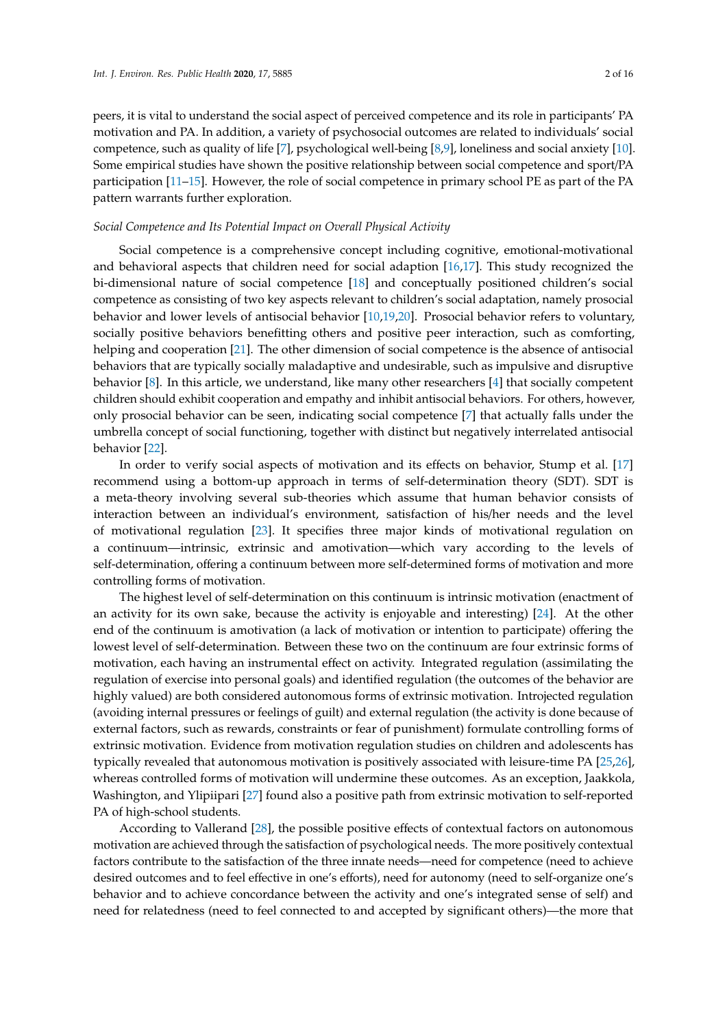peers, it is vital to understand the social aspect of perceived competence and its role in participants' PA motivation and PA. In addition, a variety of psychosocial outcomes are related to individuals' social competence, such as quality of life [7], psychological well-being [8,9], loneliness and social anxiety [10]. Some empirical studies have shown the positive relationship between social competence and sport/PA participation [11–15]. However, the role of social competence in primary school PE as part of the PA pattern warrants further exploration.

*Social Competence and Its Potential Impact on Overall Physical Activity*

Social competence is a comprehensive concept including cognitive, emotional-motivational and behavioral aspects that children need for social adaption [16,17]. This study recognized the bi-dimensional nature of social competence [18] and conceptually positioned children's social competence as consisting of two key aspects relevant to children's social adaptation, namely prosocial behavior and lower levels of antisocial behavior [10,19,20]. Prosocial behavior refers to voluntary, socially positive behaviors benefitting others and positive peer interaction, such as comforting, helping and cooperation [21]. The other dimension of social competence is the absence of antisocial behaviors that are typically socially maladaptive and undesirable, such as impulsive and disruptive behavior [8]. In this article, we understand, like many other researchers [4] that socially competent children should exhibit cooperation and empathy and inhibit antisocial behaviors. For others, however, only prosocial behavior can be seen, indicating social competence [7] that actually falls under the umbrella concept of social functioning, together with distinct but negatively interrelated antisocial behavior [22].

In order to verify social aspects of motivation and its effects on behavior, Stump et al. [17] recommend using a bottom-up approach in terms of self-determination theory (SDT). SDT is a meta-theory involving several sub-theories which assume that human behavior consists of interaction between an individual's environment, satisfaction of his/her needs and the level of motivational regulation [23]. It specifies three major kinds of motivational regulation on a continuum—intrinsic, extrinsic and amotivation—which vary according to the levels of self-determination, offering a continuum between more self-determined forms of motivation and more controlling forms of motivation.

The highest level of self-determination on this continuum is intrinsic motivation (enactment of an activity for its own sake, because the activity is enjoyable and interesting) [24]. At the other end of the continuum is amotivation (a lack of motivation or intention to participate) offering the lowest level of self-determination. Between these two on the continuum are four extrinsic forms of motivation, each having an instrumental effect on activity. Integrated regulation (assimilating the regulation of exercise into personal goals) and identified regulation (the outcomes of the behavior are highly valued) are both considered autonomous forms of extrinsic motivation. Introjected regulation (avoiding internal pressures or feelings of guilt) and external regulation (the activity is done because of external factors, such as rewards, constraints or fear of punishment) formulate controlling forms of extrinsic motivation. Evidence from motivation regulation studies on children and adolescents has typically revealed that autonomous motivation is positively associated with leisure-time PA [25,26], whereas controlled forms of motivation will undermine these outcomes. As an exception, Jaakkola, Washington, and Ylipiipari [27] found also a positive path from extrinsic motivation to self-reported PA of high-school students.

According to Vallerand [28], the possible positive effects of contextual factors on autonomous motivation are achieved through the satisfaction of psychological needs. The more positively contextual factors contribute to the satisfaction of the three innate needs—need for competence (need to achieve desired outcomes and to feel effective in one's efforts), need for autonomy (need to self-organize one's behavior and to achieve concordance between the activity and one's integrated sense of self) and need for relatedness (need to feel connected to and accepted by significant others)—the more that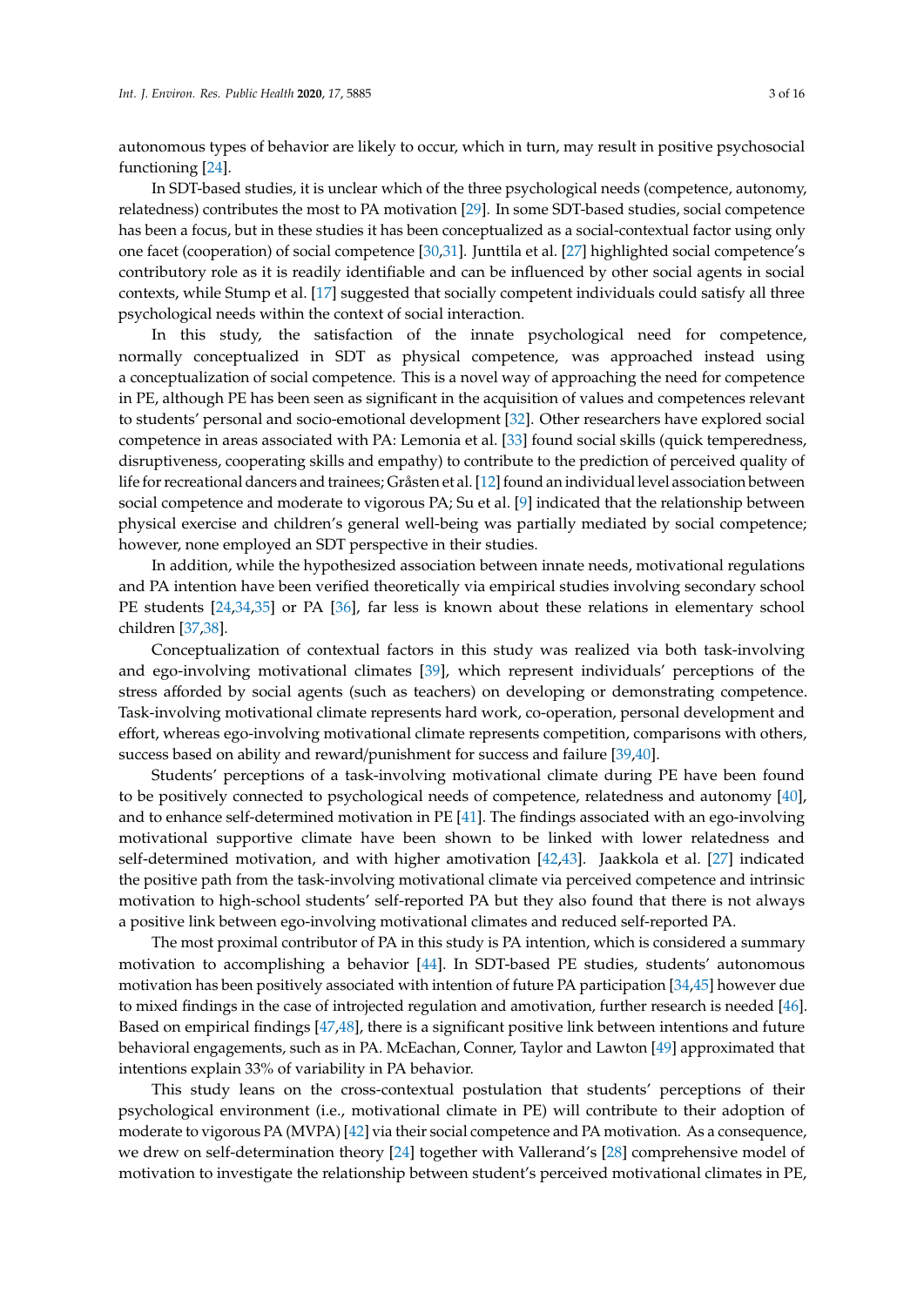autonomous types of behavior are likely to occur, which in turn, may result in positive psychosocial functioning [24].

In SDT-based studies, it is unclear which of the three psychological needs (competence, autonomy, relatedness) contributes the most to PA motivation [29]. In some SDT-based studies, social competence has been a focus, but in these studies it has been conceptualized as a social-contextual factor using only one facet (cooperation) of social competence [30,31]. Junttila et al. [27] highlighted social competence's contributory role as it is readily identifiable and can be influenced by other social agents in social contexts, while Stump et al. [17] suggested that socially competent individuals could satisfy all three psychological needs within the context of social interaction.

In this study, the satisfaction of the innate psychological need for competence, normally conceptualized in SDT as physical competence, was approached instead using a conceptualization of social competence. This is a novel way of approaching the need for competence in PE, although PE has been seen as significant in the acquisition of values and competences relevant to students' personal and socio-emotional development [32]. Other researchers have explored social competence in areas associated with PA: Lemonia et al. [33] found social skills (quick temperedness, disruptiveness, cooperating skills and empathy) to contribute to the prediction of perceived quality of life for recreational dancers and trainees; Gråsten et al. [12] found an individual level association between social competence and moderate to vigorous PA; Su et al. [9] indicated that the relationship between physical exercise and children's general well-being was partially mediated by social competence; however, none employed an SDT perspective in their studies.

In addition, while the hypothesized association between innate needs, motivational regulations and PA intention have been verified theoretically via empirical studies involving secondary school PE students [24,34,35] or PA [36], far less is known about these relations in elementary school children [37,38].

Conceptualization of contextual factors in this study was realized via both task-involving and ego-involving motivational climates [39], which represent individuals' perceptions of the stress afforded by social agents (such as teachers) on developing or demonstrating competence. Task-involving motivational climate represents hard work, co-operation, personal development and effort, whereas ego-involving motivational climate represents competition, comparisons with others, success based on ability and reward/punishment for success and failure [39,40].

Students' perceptions of a task-involving motivational climate during PE have been found to be positively connected to psychological needs of competence, relatedness and autonomy [40], and to enhance self-determined motivation in PE [41]. The findings associated with an ego-involving motivational supportive climate have been shown to be linked with lower relatedness and self-determined motivation, and with higher amotivation [42,43]. Jaakkola et al. [27] indicated the positive path from the task-involving motivational climate via perceived competence and intrinsic motivation to high-school students' self-reported PA but they also found that there is not always a positive link between ego-involving motivational climates and reduced self-reported PA.

The most proximal contributor of PA in this study is PA intention, which is considered a summary motivation to accomplishing a behavior [44]. In SDT-based PE studies, students' autonomous motivation has been positively associated with intention of future PA participation [34,45] however due to mixed findings in the case of introjected regulation and amotivation, further research is needed [46]. Based on empirical findings [47,48], there is a significant positive link between intentions and future behavioral engagements, such as in PA. McEachan, Conner, Taylor and Lawton [49] approximated that intentions explain 33% of variability in PA behavior.

This study leans on the cross-contextual postulation that students' perceptions of their psychological environment (i.e., motivational climate in PE) will contribute to their adoption of moderate to vigorous PA (MVPA) [42] via their social competence and PA motivation. As a consequence, we drew on self-determination theory [24] together with Vallerand's [28] comprehensive model of motivation to investigate the relationship between student's perceived motivational climates in PE,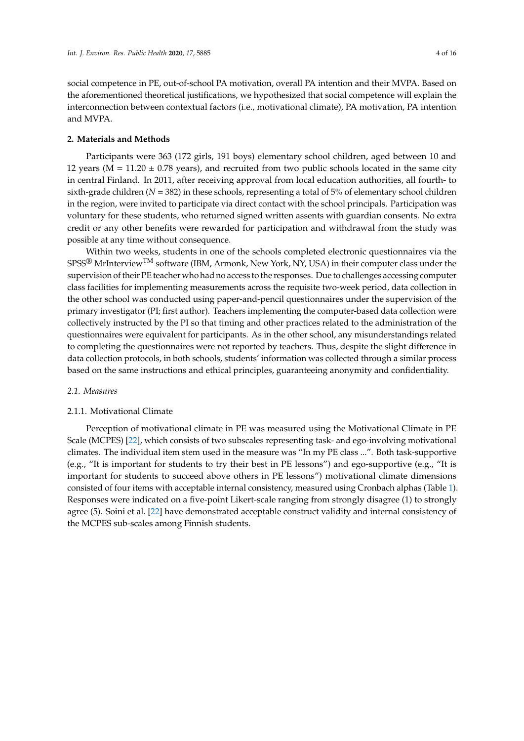social competence in PE, out-of-school PA motivation, overall PA intention and their MVPA. Based on the aforementioned theoretical justifications, we hypothesized that social competence will explain the interconnection between contextual factors (i.e., motivational climate), PA motivation, PA intention and MVPA.

## 2. Materials and Methods

Participants were 363 (172 girls, 191 boys) elementary school children, aged between 10 and 12 years (M = 11.20 ± 0.78 years), and recruited from two public schools located in the same city in central Finland. In 2011, after receiving approval from local education authorities, all fourth- to sixth-grade children (*N* = 382) in these schools, representing a total of 5% of elementary school children in the region, were invited to participate via direct contact with the school principals. Participation was voluntary for these students, who returned signed written assents with guardian consents. No extra credit or any other benefits were rewarded for participation and withdrawal from the study was possible at any time without consequence.

Within two weeks, students in one of the schools completed electronic questionnaires via the SPSS® MrInterview™ software (IBM, Armonk, New York, NY, USA) in their computer class under the supervision of their PE teacher who had no access to the responses. Due to challenges accessing computer class facilities for implementing measurements across the requisite two-week period, data collection in the other school was conducted using paper-and-pencil questionnaires under the supervision of the primary investigator (PI; first author). Teachers implementing the computer-based data collection were collectively instructed by the PI so that timing and other practices related to the administration of the questionnaires were equivalent for participants. As in the other school, any misunderstandings related to completing the questionnaires were not reported by teachers. Thus, despite the slight difference in data collection protocols, in both schools, students' information was collected through a similar process based on the same instructions and ethical principles, guaranteeing anonymity and confidentiality.

### *2.1. Measures*

#### 2.1.1. Motivational Climate

Perception of motivational climate in PE was measured using the Motivational Climate in PE Scale (MCPES) [22], which consists of two subscales representing task- and ego-involving motivational climates. The individual item stem used in the measure was "In my PE class ...". Both task-supportive (e.g., "It is important for students to try their best in PE lessons") and ego-supportive (e.g., "It is important for students to succeed above others in PE lessons") motivational climate dimensions consisted of four items with acceptable internal consistency, measured using Cronbach alphas (Table 1). Responses were indicated on a five-point Likert-scale ranging from strongly disagree (1) to strongly agree (5). Soini et al. [22] have demonstrated acceptable construct validity and internal consistency of the MCPES sub-scales among Finnish students.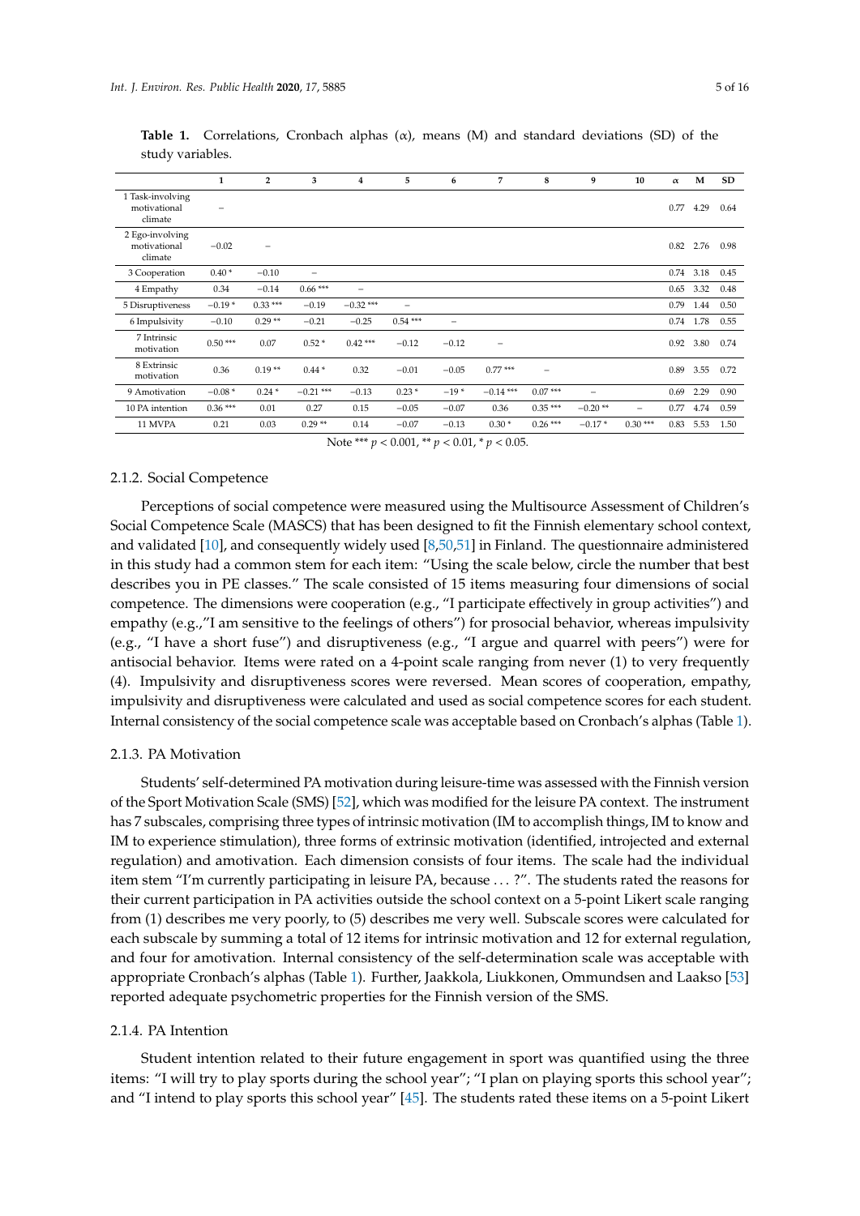**Table 1.** Correlations, Cronbach alphas (α), means (M) and standard deviations (SD) of the study variables.

| | 1 | 2 | 3 | 4 | 5 | 6 | 7 | 8 | 9 | 10 | α | M | SD |
|---|---|---|---|---|---|---|---|---|---|---|---|---|---|
| 1 Task-involving motivational climate | – | | | | | | | | | | 0.77 | 4.29 | 0.64 |
| 2 Ego-involving motivational climate | −0.02 | – | | | | | | | | | 0.82 | 2.76 | 0.98 |
| 3 Cooperation | 0.40 * | −0.10 | – | | | | | | | | 0.74 | 3.18 | 0.45 |
| 4 Empathy | 0.34 | −0.14 | 0.66 *** | – | | | | | | | 0.65 | 3.32 | 0.48 |
| 5 Disruptiveness | −0.19 * | 0.33 *** | −0.19 | −0.32 *** | – | | | | | | 0.79 | 1.44 | 0.50 |
| 6 Impulsivity | −0.10 | 0.29 ** | −0.21 | −0.25 | 0.54 *** | – | | | | | 0.74 | 1.78 | 0.55 |
| 7 Intrinsic motivation | 0.50 *** | 0.07 | 0.52 * | 0.42 *** | −0.12 | −0.12 | – | | | | 0.92 | 3.80 | 0.74 |
| 8 Extrinsic motivation | 0.36 | 0.19 ** | 0.44 * | 0.32 | −0.01 | −0.05 | 0.77 *** | – | | | 0.89 | 3.55 | 0.72 |
| 9 Amotivation | −0.08 * | 0.24 * | −0.21 *** | −0.13 | 0.23 * | −19 * | −0.14 *** | 0.07 *** | – | | 0.69 | 2.29 | 0.90 |
| 10 PA intention | 0.36 *** | 0.01 | 0.27 | 0.15 | −0.05 | −0.07 | 0.36 | 0.35 *** | −0.20 ** | – | 0.77 | 4.74 | 0.59 |
| 11 MVPA | 0.21 | 0.03 | 0.29 ** | 0.14 | −0.07 | −0.13 | 0.30 * | 0.26 *** | −0.17 * | 0.30 *** | 0.83 | 5.53 | 1.50 |

Note *** $p < 0.001$, ** $p < 0.01$, * $p < 0.05$.

#### 2.1.2. Social Competence

Perceptions of social competence were measured using the Multisource Assessment of Children's Social Competence Scale (MASCS) that has been designed to fit the Finnish elementary school context, and validated [10], and consequently widely used [8,50,51] in Finland. The questionnaire administered in this study had a common stem for each item: "Using the scale below, circle the number that best describes you in PE classes." The scale consisted of 15 items measuring four dimensions of social competence. The dimensions were cooperation (e.g., "I participate effectively in group activities") and empathy (e.g.,"I am sensitive to the feelings of others") for prosocial behavior, whereas impulsivity (e.g., "I have a short fuse") and disruptiveness (e.g., "I argue and quarrel with peers") were for antisocial behavior. Items were rated on a 4-point scale ranging from never (1) to very frequently (4). Impulsivity and disruptiveness scores were reversed. Mean scores of cooperation, empathy, impulsivity and disruptiveness were calculated and used as social competence scores for each student. Internal consistency of the social competence scale was acceptable based on Cronbach's alphas (Table 1).

#### 2.1.3. PA Motivation

Students' self-determined PA motivation during leisure-time was assessed with the Finnish version of the Sport Motivation Scale (SMS) [52], which was modified for the leisure PA context. The instrument has 7 subscales, comprising three types of intrinsic motivation (IM to accomplish things, IM to know and IM to experience stimulation), three forms of extrinsic motivation (identified, introjected and external regulation) and amotivation. Each dimension consists of four items. The scale had the individual item stem "I'm currently participating in leisure PA, because . . . ?". The students rated the reasons for their current participation in PA activities outside the school context on a 5-point Likert scale ranging from (1) describes me very poorly, to (5) describes me very well. Subscale scores were calculated for each subscale by summing a total of 12 items for intrinsic motivation and 12 for external regulation, and four for amotivation. Internal consistency of the self-determination scale was acceptable with appropriate Cronbach's alphas (Table 1). Further, Jaakkola, Liukkonen, Ommundsen and Laakso [53] reported adequate psychometric properties for the Finnish version of the SMS.

#### 2.1.4. PA Intention

Student intention related to their future engagement in sport was quantified using the three items: "I will try to play sports during the school year"; "I plan on playing sports this school year"; and "I intend to play sports this school year" [45]. The students rated these items on a 5-point Likert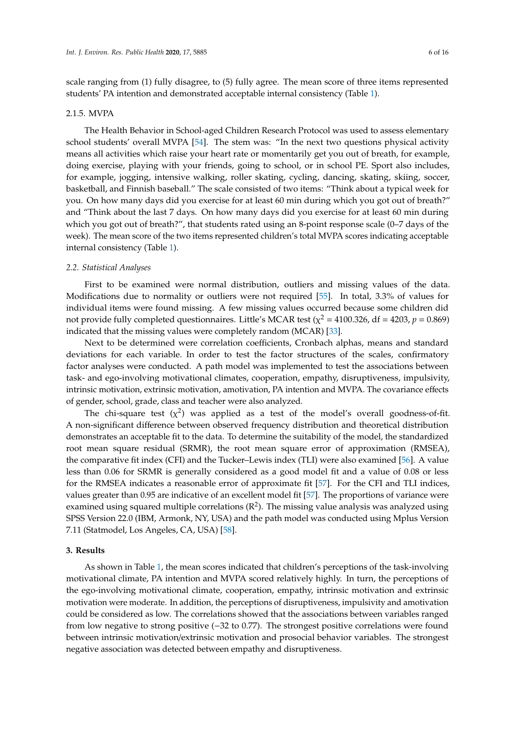scale ranging from (1) fully disagree, to (5) fully agree. The mean score of three items represented students' PA intention and demonstrated acceptable internal consistency (Table 1).

#### 2.1.5. MVPA

The Health Behavior in School-aged Children Research Protocol was used to assess elementary school students' overall MVPA [54]. The stem was: "In the next two questions physical activity means all activities which raise your heart rate or momentarily get you out of breath, for example, doing exercise, playing with your friends, going to school, or in school PE. Sport also includes, for example, jogging, intensive walking, roller skating, cycling, dancing, skating, skiing, soccer, basketball, and Finnish baseball." The scale consisted of two items: "Think about a typical week for you. On how many days did you exercise for at least 60 min during which you got out of breath?" and "Think about the last 7 days. On how many days did you exercise for at least 60 min during which you got out of breath?", that students rated using an 8-point response scale (0–7 days of the week). The mean score of the two items represented children's total MVPA scores indicating acceptable internal consistency (Table 1).

### *2.2. Statistical Analyses*

First to be examined were normal distribution, outliers and missing values of the data. Modifications due to normality or outliers were not required [55]. In total, 3.3% of values for individual items were found missing. A few missing values occurred because some children did not provide fully completed questionnaires. Little's MCAR test ($\chi^2$ = 4100.326, df = 4203, $p$ = 0.869) indicated that the missing values were completely random (MCAR) [33].

Next to be determined were correlation coefficients, Cronbach alphas, means and standard deviations for each variable. In order to test the factor structures of the scales, confirmatory factor analyses were conducted. A path model was implemented to test the associations between task- and ego-involving motivational climates, cooperation, empathy, disruptiveness, impulsivity, intrinsic motivation, extrinsic motivation, amotivation, PA intention and MVPA. The covariance effects of gender, school, grade, class and teacher were also analyzed.

The chi-square test ($\chi^2$) was applied as a test of the model's overall goodness-of-fit. A non-significant difference between observed frequency distribution and theoretical distribution demonstrates an acceptable fit to the data. To determine the suitability of the model, the standardized root mean square residual (SRMR), the root mean square error of approximation (RMSEA), the comparative fit index (CFI) and the Tucker–Lewis index (TLI) were also examined [56]. A value less than 0.06 for SRMR is generally considered as a good model fit and a value of 0.08 or less for the RMSEA indicates a reasonable error of approximate fit [57]. For the CFI and TLI indices, values greater than 0.95 are indicative of an excellent model fit [57]. The proportions of variance were examined using squared multiple correlations ($R^2$). The missing value analysis was analyzed using SPSS Version 22.0 (IBM, Armonk, NY, USA) and the path model was conducted using Mplus Version 7.11 (Statmodel, Los Angeles, CA, USA) [58].

## 3. Results

As shown in Table 1, the mean scores indicated that children's perceptions of the task-involving motivational climate, PA intention and MVPA scored relatively highly. In turn, the perceptions of the ego-involving motivational climate, cooperation, empathy, intrinsic motivation and extrinsic motivation were moderate. In addition, the perceptions of disruptiveness, impulsivity and amotivation could be considered as low. The correlations showed that the associations between variables ranged from low negative to strong positive (−32 to 0.77). The strongest positive correlations were found between intrinsic motivation/extrinsic motivation and prosocial behavior variables. The strongest negative association was detected between empathy and disruptiveness.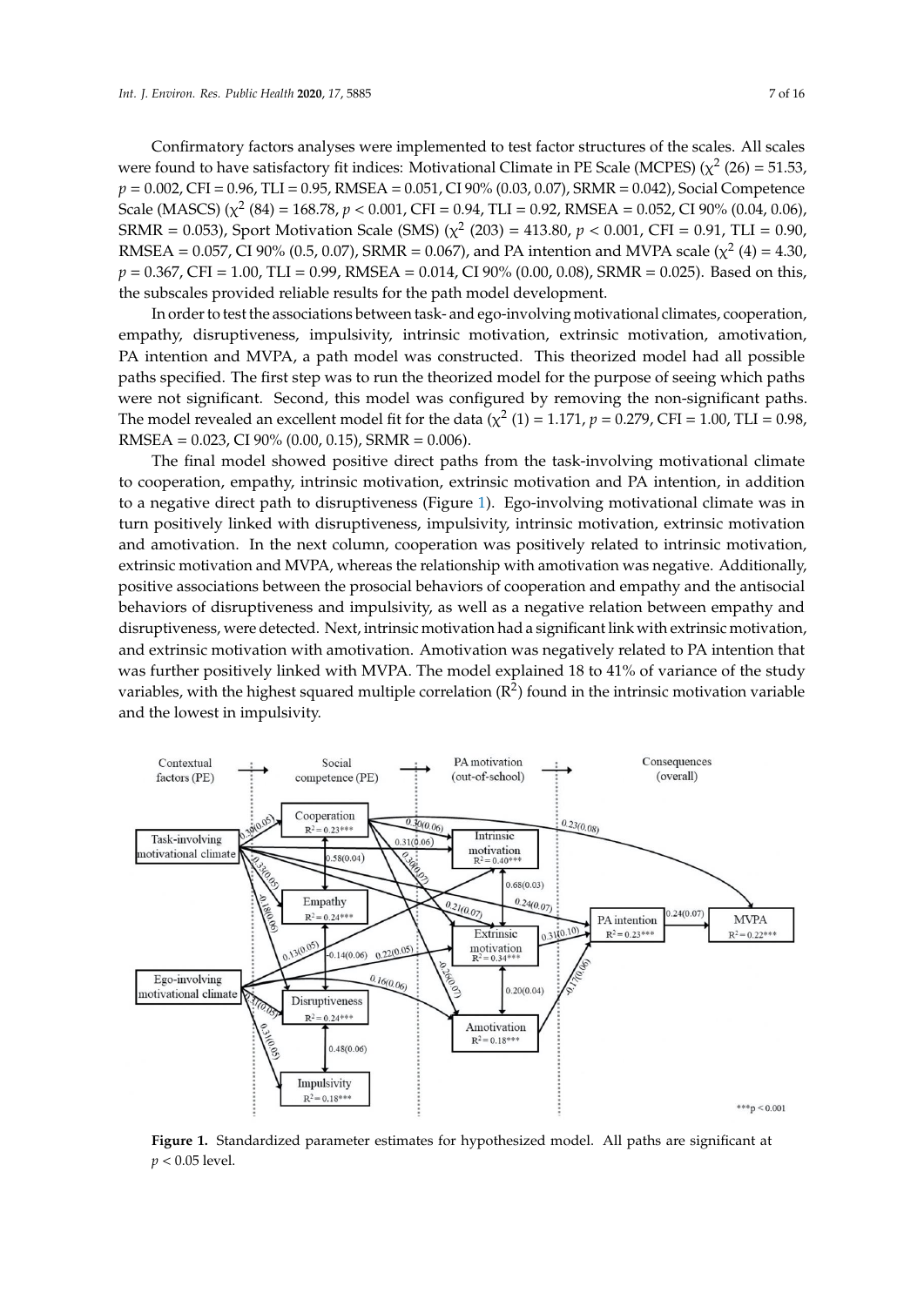Confirmatory factors analyses were implemented to test factor structures of the scales. All scales were found to have satisfactory fit indices: Motivational Climate in PE Scale (MCPES) ($\chi^2$ (26) = 51.53, $p = 0.002$, CFI = 0.96, TLI = 0.95, RMSEA = 0.051, CI 90% (0.03, 0.07), SRMR = 0.042), Social Competence Scale (MASCS) ($\chi^2$ (84) = 168.78, $p < 0.001$, CFI = 0.94, TLI = 0.92, RMSEA = 0.052, CI 90% (0.04, 0.06), SRMR = 0.053), Sport Motivation Scale (SMS) ($\chi^2$ (203) = 413.80, $p < 0.001$, CFI = 0.91, TLI = 0.90, RMSEA = 0.057, CI 90% (0.5, 0.07), SRMR = 0.067), and PA intention and MVPA scale ($\chi^2$ (4) = 4.30, $p = 0.367$, CFI = 1.00, TLI = 0.99, RMSEA = 0.014, CI 90% (0.00, 0.08), SRMR = 0.025). Based on this, the subscales provided reliable results for the path model development.

In order to test the associations between task- and ego-involving motivational climates, cooperation, empathy, disruptiveness, impulsivity, intrinsic motivation, extrinsic motivation, amotivation, PA intention and MVPA, a path model was constructed. This theorized model had all possible paths specified. The first step was to run the theorized model for the purpose of seeing which paths were not significant. Second, this model was configured by removing the non-significant paths. The model revealed an excellent model fit for the data ($\chi^2$ (1) = 1.171, $p = 0.279$, CFI = 1.00, TLI = 0.98, RMSEA = 0.023, CI 90% (0.00, 0.15), SRMR = 0.006).

The final model showed positive direct paths from the task-involving motivational climate to cooperation, empathy, intrinsic motivation, extrinsic motivation and PA intention, in addition to a negative direct path to disruptiveness (Figure 1). Ego-involving motivational climate was in turn positively linked with disruptiveness, impulsivity, intrinsic motivation, extrinsic motivation and amotivation. In the next column, cooperation was positively related to intrinsic motivation, extrinsic motivation and MVPA, whereas the relationship with amotivation was negative. Additionally, positive associations between the prosocial behaviors of cooperation and empathy and the antisocial behaviors of disruptiveness and impulsivity, as well as a negative relation between empathy and disruptiveness, were detected. Next, intrinsic motivation had a significant link with extrinsic motivation, and extrinsic motivation with amotivation. Amotivation was negatively related to PA intention that was further positively linked with MVPA. The model explained 18 to 41% of variance of the study variables, with the highest squared multiple correlation ($R^2$) found in the intrinsic motivation variable and the lowest in impulsivity.

Contextual factors (PE)
Social competence (PE)
PA motivation (out-of-school)
Consequences (overall)

Task-involving motivational climate
Ego-involving motivational climate
Cooperation $R^2 = 0.23$***
Empathy $R^2 = 0.24$***
Disruptiveness $R^2 = 0.24$***
Impulsivity $R^2 = 0.18$***
Intrinsic motivation $R^2 = 0.40$***
Extrinsic motivation $R^2 = 0.34$***
Amotivation $R^2 = 0.18$***
PA intention $R^2 = 0.23$***
MVPA $R^2 = 0.22$***

0.39(0.05) 0.30(0.06) 0.23(0.08) 0.31(0.06) 0.58(0.04) 0.30(0.07) -0.33(0.05) 0.68(0.03) -0.18(0.06) 0.24(0.07) 0.21(0.07) 0.24(0.07) 0.13(0.05) -0.14(0.06) 0.22(0.05) 0.31(0.10) 0.16(0.06) -0.26(0.07) -0.17(0.06) 0.21(0.05) 0.20(0.04) 0.31(0.05) 0.48(0.06)

***p < 0.001

**Figure 1.** Standardized parameter estimates for hypothesized model. All paths are significant at $p < 0.05$ level.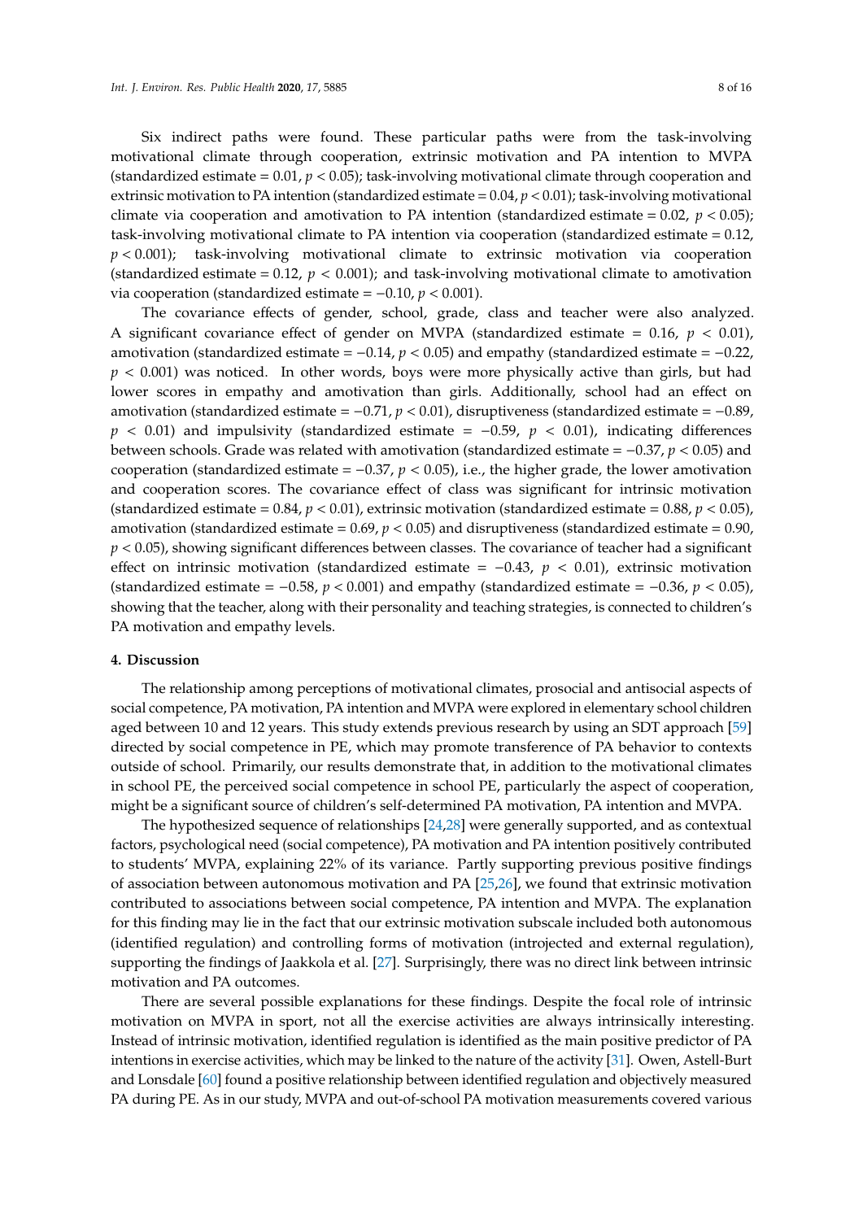Six indirect paths were found. These particular paths were from the task-involving motivational climate through cooperation, extrinsic motivation and PA intention to MVPA (standardized estimate = 0.01, $p < 0.05$); task-involving motivational climate through cooperation and extrinsic motivation to PA intention (standardized estimate = 0.04, $p < 0.01$); task-involving motivational climate via cooperation and amotivation to PA intention (standardized estimate = 0.02, $p < 0.05$); task-involving motivational climate to PA intention via cooperation (standardized estimate = 0.12, $p < 0.001$); task-involving motivational climate to extrinsic motivation via cooperation (standardized estimate = 0.12, $p < 0.001$); and task-involving motivational climate to amotivation via cooperation (standardized estimate = −0.10, $p < 0.001$).

The covariance effects of gender, school, grade, class and teacher were also analyzed. A significant covariance effect of gender on MVPA (standardized estimate = 0.16, $p < 0.01$), amotivation (standardized estimate = −0.14, $p < 0.05$) and empathy (standardized estimate = −0.22, $p < 0.001$) was noticed. In other words, boys were more physically active than girls, but had lower scores in empathy and amotivation than girls. Additionally, school had an effect on amotivation (standardized estimate = −0.71, $p < 0.01$), disruptiveness (standardized estimate = −0.89, $p < 0.01$) and impulsivity (standardized estimate = −0.59, $p < 0.01$), indicating differences between schools. Grade was related with amotivation (standardized estimate = −0.37, $p < 0.05$) and cooperation (standardized estimate = −0.37, $p < 0.05$), i.e., the higher grade, the lower amotivation and cooperation scores. The covariance effect of class was significant for intrinsic motivation (standardized estimate = 0.84, $p < 0.01$), extrinsic motivation (standardized estimate = 0.88, $p < 0.05$), amotivation (standardized estimate = 0.69, $p < 0.05$) and disruptiveness (standardized estimate = 0.90, $p < 0.05$), showing significant differences between classes. The covariance of teacher had a significant effect on intrinsic motivation (standardized estimate = −0.43, $p < 0.01$), extrinsic motivation (standardized estimate = −0.58, $p < 0.001$) and empathy (standardized estimate = −0.36, $p < 0.05$), showing that the teacher, along with their personality and teaching strategies, is connected to children's PA motivation and empathy levels.

## 4. Discussion

The relationship among perceptions of motivational climates, prosocial and antisocial aspects of social competence, PA motivation, PA intention and MVPA were explored in elementary school children aged between 10 and 12 years. This study extends previous research by using an SDT approach [59] directed by social competence in PE, which may promote transference of PA behavior to contexts outside of school. Primarily, our results demonstrate that, in addition to the motivational climates in school PE, the perceived social competence in school PE, particularly the aspect of cooperation, might be a significant source of children's self-determined PA motivation, PA intention and MVPA.

The hypothesized sequence of relationships [24,28] were generally supported, and as contextual factors, psychological need (social competence), PA motivation and PA intention positively contributed to students' MVPA, explaining 22% of its variance. Partly supporting previous positive findings of association between autonomous motivation and PA [25,26], we found that extrinsic motivation contributed to associations between social competence, PA intention and MVPA. The explanation for this finding may lie in the fact that our extrinsic motivation subscale included both autonomous (identified regulation) and controlling forms of motivation (introjected and external regulation), supporting the findings of Jaakkola et al. [27]. Surprisingly, there was no direct link between intrinsic motivation and PA outcomes.

There are several possible explanations for these findings. Despite the focal role of intrinsic motivation on MVPA in sport, not all the exercise activities are always intrinsically interesting. Instead of intrinsic motivation, identified regulation is identified as the main positive predictor of PA intentions in exercise activities, which may be linked to the nature of the activity [31]. Owen, Astell-Burt and Lonsdale [60] found a positive relationship between identified regulation and objectively measured PA during PE. As in our study, MVPA and out-of-school PA motivation measurements covered various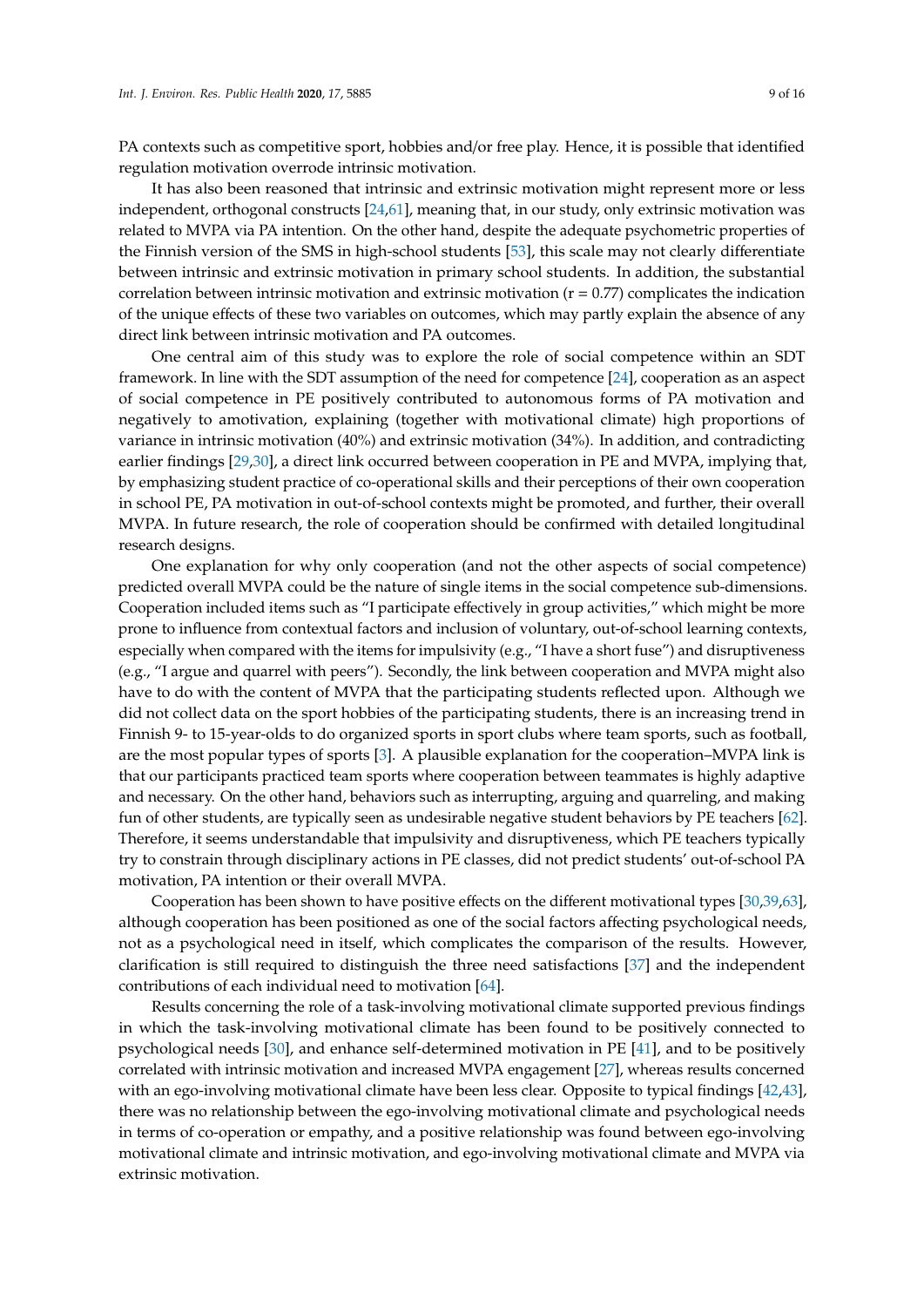PA contexts such as competitive sport, hobbies and/or free play. Hence, it is possible that identified regulation motivation overrode intrinsic motivation.

It has also been reasoned that intrinsic and extrinsic motivation might represent more or less independent, orthogonal constructs [24,61], meaning that, in our study, only extrinsic motivation was related to MVPA via PA intention. On the other hand, despite the adequate psychometric properties of the Finnish version of the SMS in high-school students [53], this scale may not clearly differentiate between intrinsic and extrinsic motivation in primary school students. In addition, the substantial correlation between intrinsic motivation and extrinsic motivation ($r = 0.77$) complicates the indication of the unique effects of these two variables on outcomes, which may partly explain the absence of any direct link between intrinsic motivation and PA outcomes.

One central aim of this study was to explore the role of social competence within an SDT framework. In line with the SDT assumption of the need for competence [24], cooperation as an aspect of social competence in PE positively contributed to autonomous forms of PA motivation and negatively to amotivation, explaining (together with motivational climate) high proportions of variance in intrinsic motivation (40%) and extrinsic motivation (34%). In addition, and contradicting earlier findings [29,30], a direct link occurred between cooperation in PE and MVPA, implying that, by emphasizing student practice of co-operational skills and their perceptions of their own cooperation in school PE, PA motivation in out-of-school contexts might be promoted, and further, their overall MVPA. In future research, the role of cooperation should be confirmed with detailed longitudinal research designs.

One explanation for why only cooperation (and not the other aspects of social competence) predicted overall MVPA could be the nature of single items in the social competence sub-dimensions. Cooperation included items such as "I participate effectively in group activities," which might be more prone to influence from contextual factors and inclusion of voluntary, out-of-school learning contexts, especially when compared with the items for impulsivity (e.g., "I have a short fuse") and disruptiveness (e.g., "I argue and quarrel with peers"). Secondly, the link between cooperation and MVPA might also have to do with the content of MVPA that the participating students reflected upon. Although we did not collect data on the sport hobbies of the participating students, there is an increasing trend in Finnish 9- to 15-year-olds to do organized sports in sport clubs where team sports, such as football, are the most popular types of sports [3]. A plausible explanation for the cooperation–MVPA link is that our participants practiced team sports where cooperation between teammates is highly adaptive and necessary. On the other hand, behaviors such as interrupting, arguing and quarreling, and making fun of other students, are typically seen as undesirable negative student behaviors by PE teachers [62]. Therefore, it seems understandable that impulsivity and disruptiveness, which PE teachers typically try to constrain through disciplinary actions in PE classes, did not predict students' out-of-school PA motivation, PA intention or their overall MVPA.

Cooperation has been shown to have positive effects on the different motivational types [30,39,63], although cooperation has been positioned as one of the social factors affecting psychological needs, not as a psychological need in itself, which complicates the comparison of the results. However, clarification is still required to distinguish the three need satisfactions [37] and the independent contributions of each individual need to motivation [64].

Results concerning the role of a task-involving motivational climate supported previous findings in which the task-involving motivational climate has been found to be positively connected to psychological needs [30], and enhance self-determined motivation in PE [41], and to be positively correlated with intrinsic motivation and increased MVPA engagement [27], whereas results concerned with an ego-involving motivational climate have been less clear. Opposite to typical findings [42,43], there was no relationship between the ego-involving motivational climate and psychological needs in terms of co-operation or empathy, and a positive relationship was found between ego-involving motivational climate and intrinsic motivation, and ego-involving motivational climate and MVPA via extrinsic motivation.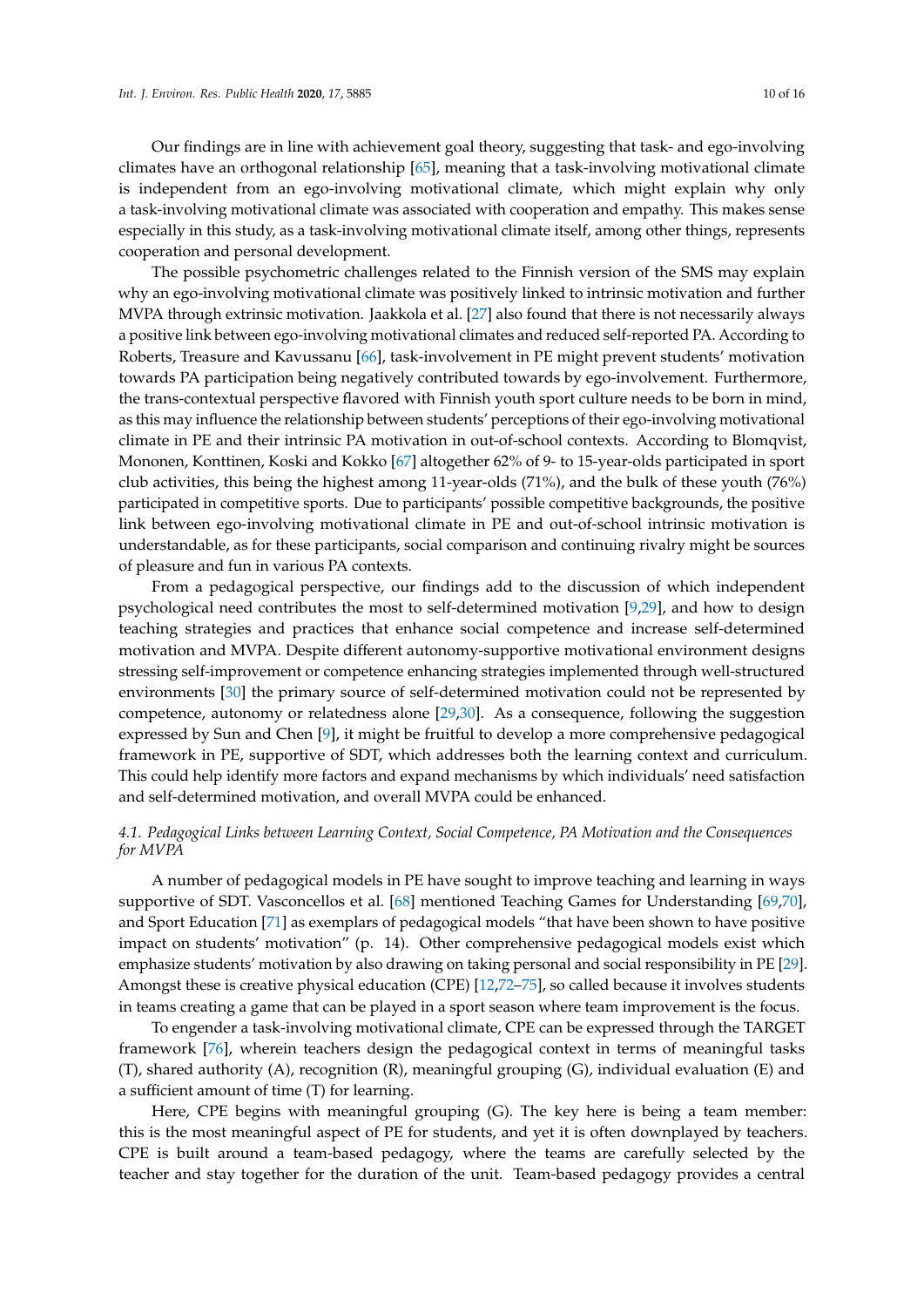Our findings are in line with achievement goal theory, suggesting that task- and ego-involving climates have an orthogonal relationship [65], meaning that a task-involving motivational climate is independent from an ego-involving motivational climate, which might explain why only a task-involving motivational climate was associated with cooperation and empathy. This makes sense especially in this study, as a task-involving motivational climate itself, among other things, represents cooperation and personal development.

The possible psychometric challenges related to the Finnish version of the SMS may explain why an ego-involving motivational climate was positively linked to intrinsic motivation and further MVPA through extrinsic motivation. Jaakkola et al. [27] also found that there is not necessarily always a positive link between ego-involving motivational climates and reduced self-reported PA. According to Roberts, Treasure and Kavussanu [66], task-involvement in PE might prevent students' motivation towards PA participation being negatively contributed towards by ego-involvement. Furthermore, the trans-contextual perspective flavored with Finnish youth sport culture needs to be born in mind, as this may influence the relationship between students' perceptions of their ego-involving motivational climate in PE and their intrinsic PA motivation in out-of-school contexts. According to Blomqvist, Mononen, Konttinen, Koski and Kokko [67] altogether 62% of 9- to 15-year-olds participated in sport club activities, this being the highest among 11-year-olds (71%), and the bulk of these youth (76%) participated in competitive sports. Due to participants' possible competitive backgrounds, the positive link between ego-involving motivational climate in PE and out-of-school intrinsic motivation is understandable, as for these participants, social comparison and continuing rivalry might be sources of pleasure and fun in various PA contexts.

From a pedagogical perspective, our findings add to the discussion of which independent psychological need contributes the most to self-determined motivation [9,29], and how to design teaching strategies and practices that enhance social competence and increase self-determined motivation and MVPA. Despite different autonomy-supportive motivational environment designs stressing self-improvement or competence enhancing strategies implemented through well-structured environments [30] the primary source of self-determined motivation could not be represented by competence, autonomy or relatedness alone [29,30]. As a consequence, following the suggestion expressed by Sun and Chen [9], it might be fruitful to develop a more comprehensive pedagogical framework in PE, supportive of SDT, which addresses both the learning context and curriculum. This could help identify more factors and expand mechanisms by which individuals' need satisfaction and self-determined motivation, and overall MVPA could be enhanced.

### *4.1. Pedagogical Links between Learning Context, Social Competence, PA Motivation and the Consequences for MVPA*

A number of pedagogical models in PE have sought to improve teaching and learning in ways supportive of SDT. Vasconcellos et al. [68] mentioned Teaching Games for Understanding [69,70], and Sport Education [71] as exemplars of pedagogical models "that have been shown to have positive impact on students' motivation" (p. 14). Other comprehensive pedagogical models exist which emphasize students' motivation by also drawing on taking personal and social responsibility in PE [29]. Amongst these is creative physical education (CPE) [12,72–75], so called because it involves students in teams creating a game that can be played in a sport season where team improvement is the focus.

To engender a task-involving motivational climate, CPE can be expressed through the TARGET framework [76], wherein teachers design the pedagogical context in terms of meaningful tasks (T), shared authority (A), recognition (R), meaningful grouping (G), individual evaluation (E) and a sufficient amount of time (T) for learning.

Here, CPE begins with meaningful grouping (G). The key here is being a team member: this is the most meaningful aspect of PE for students, and yet it is often downplayed by teachers. CPE is built around a team-based pedagogy, where the teams are carefully selected by the teacher and stay together for the duration of the unit. Team-based pedagogy provides a central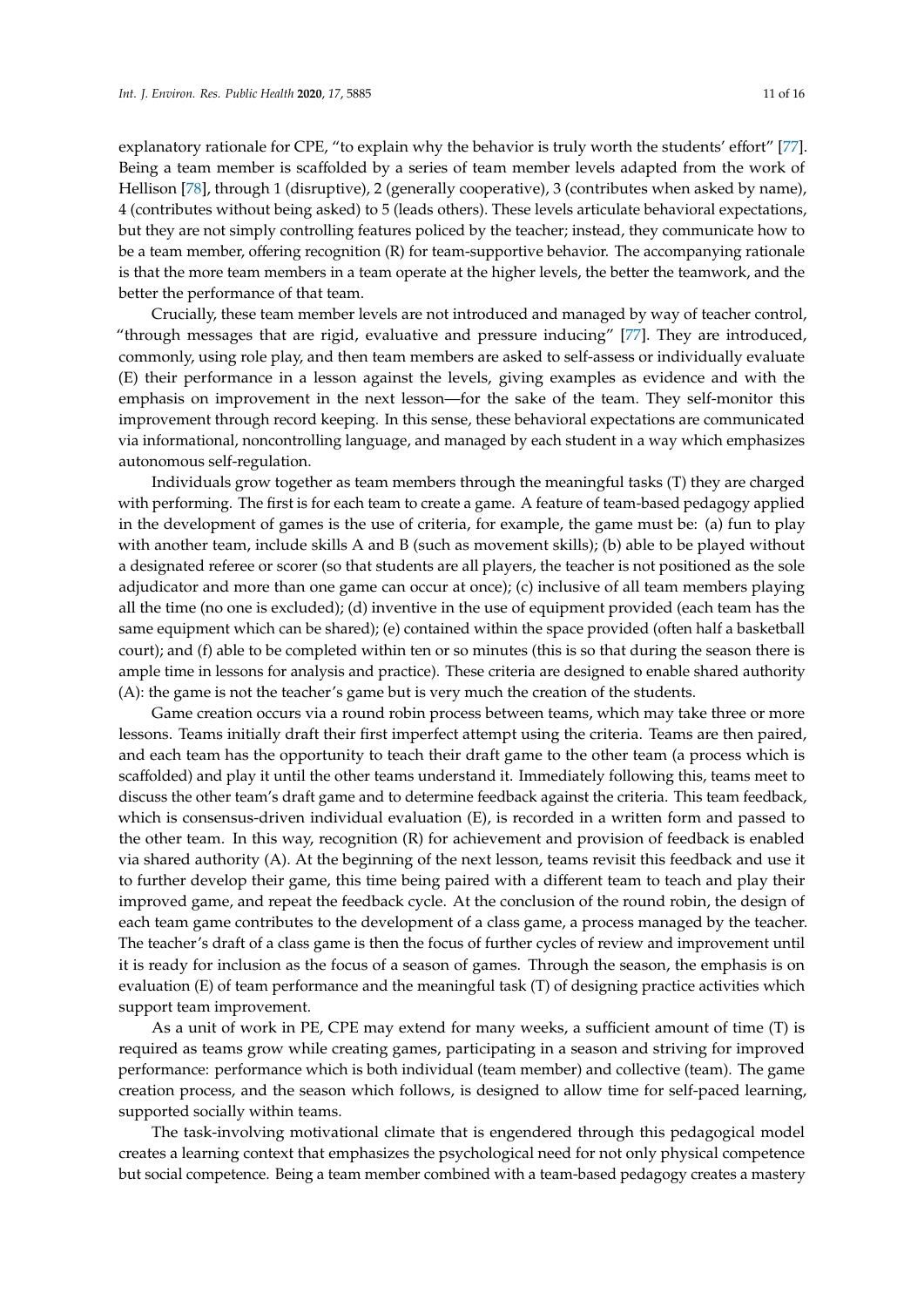explanatory rationale for CPE, "to explain why the behavior is truly worth the students' effort" [77]. Being a team member is scaffolded by a series of team member levels adapted from the work of Hellison [78], through 1 (disruptive), 2 (generally cooperative), 3 (contributes when asked by name), 4 (contributes without being asked) to 5 (leads others). These levels articulate behavioral expectations, but they are not simply controlling features policed by the teacher; instead, they communicate how to be a team member, offering recognition (R) for team-supportive behavior. The accompanying rationale is that the more team members in a team operate at the higher levels, the better the teamwork, and the better the performance of that team.

Crucially, these team member levels are not introduced and managed by way of teacher control, "through messages that are rigid, evaluative and pressure inducing" [77]. They are introduced, commonly, using role play, and then team members are asked to self-assess or individually evaluate (E) their performance in a lesson against the levels, giving examples as evidence and with the emphasis on improvement in the next lesson—for the sake of the team. They self-monitor this improvement through record keeping. In this sense, these behavioral expectations are communicated via informational, noncontrolling language, and managed by each student in a way which emphasizes autonomous self-regulation.

Individuals grow together as team members through the meaningful tasks (T) they are charged with performing. The first is for each team to create a game. A feature of team-based pedagogy applied in the development of games is the use of criteria, for example, the game must be: (a) fun to play with another team, include skills A and B (such as movement skills); (b) able to be played without a designated referee or scorer (so that students are all players, the teacher is not positioned as the sole adjudicator and more than one game can occur at once); (c) inclusive of all team members playing all the time (no one is excluded); (d) inventive in the use of equipment provided (each team has the same equipment which can be shared); (e) contained within the space provided (often half a basketball court); and (f) able to be completed within ten or so minutes (this is so that during the season there is ample time in lessons for analysis and practice). These criteria are designed to enable shared authority (A): the game is not the teacher's game but is very much the creation of the students.

Game creation occurs via a round robin process between teams, which may take three or more lessons. Teams initially draft their first imperfect attempt using the criteria. Teams are then paired, and each team has the opportunity to teach their draft game to the other team (a process which is scaffolded) and play it until the other teams understand it. Immediately following this, teams meet to discuss the other team's draft game and to determine feedback against the criteria. This team feedback, which is consensus-driven individual evaluation (E), is recorded in a written form and passed to the other team. In this way, recognition (R) for achievement and provision of feedback is enabled via shared authority (A). At the beginning of the next lesson, teams revisit this feedback and use it to further develop their game, this time being paired with a different team to teach and play their improved game, and repeat the feedback cycle. At the conclusion of the round robin, the design of each team game contributes to the development of a class game, a process managed by the teacher. The teacher's draft of a class game is then the focus of further cycles of review and improvement until it is ready for inclusion as the focus of a season of games. Through the season, the emphasis is on evaluation (E) of team performance and the meaningful task (T) of designing practice activities which support team improvement.

As a unit of work in PE, CPE may extend for many weeks, a sufficient amount of time (T) is required as teams grow while creating games, participating in a season and striving for improved performance: performance which is both individual (team member) and collective (team). The game creation process, and the season which follows, is designed to allow time for self-paced learning, supported socially within teams.

The task-involving motivational climate that is engendered through this pedagogical model creates a learning context that emphasizes the psychological need for not only physical competence but social competence. Being a team member combined with a team-based pedagogy creates a mastery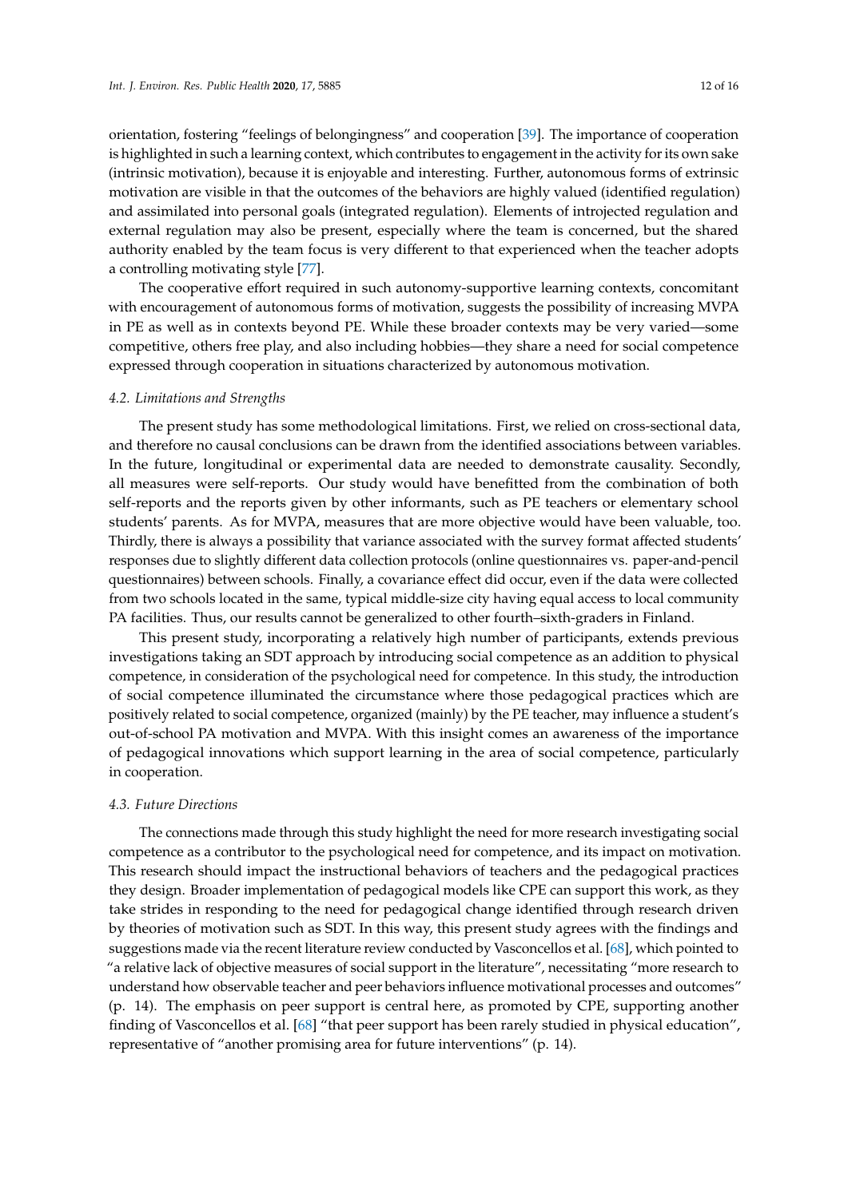orientation, fostering "feelings of belongingness" and cooperation [39]. The importance of cooperation is highlighted in such a learning context, which contributes to engagement in the activity for its own sake (intrinsic motivation), because it is enjoyable and interesting. Further, autonomous forms of extrinsic motivation are visible in that the outcomes of the behaviors are highly valued (identified regulation) and assimilated into personal goals (integrated regulation). Elements of introjected regulation and external regulation may also be present, especially where the team is concerned, but the shared authority enabled by the team focus is very different to that experienced when the teacher adopts a controlling motivating style [77].

The cooperative effort required in such autonomy-supportive learning contexts, concomitant with encouragement of autonomous forms of motivation, suggests the possibility of increasing MVPA in PE as well as in contexts beyond PE. While these broader contexts may be very varied—some competitive, others free play, and also including hobbies—they share a need for social competence expressed through cooperation in situations characterized by autonomous motivation.

### *4.2. Limitations and Strengths*

The present study has some methodological limitations. First, we relied on cross-sectional data, and therefore no causal conclusions can be drawn from the identified associations between variables. In the future, longitudinal or experimental data are needed to demonstrate causality. Secondly, all measures were self-reports. Our study would have benefitted from the combination of both self-reports and the reports given by other informants, such as PE teachers or elementary school students' parents. As for MVPA, measures that are more objective would have been valuable, too. Thirdly, there is always a possibility that variance associated with the survey format affected students' responses due to slightly different data collection protocols (online questionnaires vs. paper-and-pencil questionnaires) between schools. Finally, a covariance effect did occur, even if the data were collected from two schools located in the same, typical middle-size city having equal access to local community PA facilities. Thus, our results cannot be generalized to other fourth–sixth-graders in Finland.

This present study, incorporating a relatively high number of participants, extends previous investigations taking an SDT approach by introducing social competence as an addition to physical competence, in consideration of the psychological need for competence. In this study, the introduction of social competence illuminated the circumstance where those pedagogical practices which are positively related to social competence, organized (mainly) by the PE teacher, may influence a student's out-of-school PA motivation and MVPA. With this insight comes an awareness of the importance of pedagogical innovations which support learning in the area of social competence, particularly in cooperation.

### *4.3. Future Directions*

The connections made through this study highlight the need for more research investigating social competence as a contributor to the psychological need for competence, and its impact on motivation. This research should impact the instructional behaviors of teachers and the pedagogical practices they design. Broader implementation of pedagogical models like CPE can support this work, as they take strides in responding to the need for pedagogical change identified through research driven by theories of motivation such as SDT. In this way, this present study agrees with the findings and suggestions made via the recent literature review conducted by Vasconcellos et al. [68], which pointed to "a relative lack of objective measures of social support in the literature", necessitating "more research to understand how observable teacher and peer behaviors influence motivational processes and outcomes" (p. 14). The emphasis on peer support is central here, as promoted by CPE, supporting another finding of Vasconcellos et al. [68] "that peer support has been rarely studied in physical education", representative of "another promising area for future interventions" (p. 14).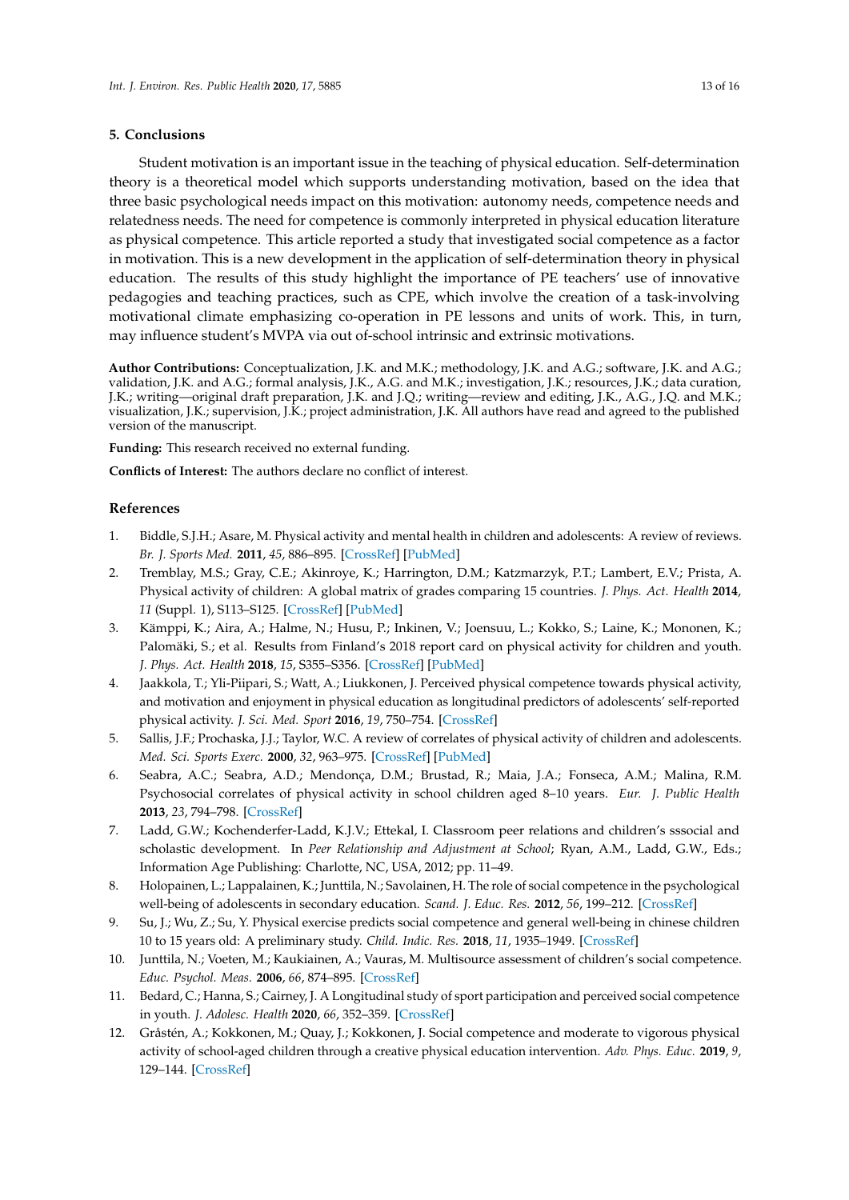## 5. Conclusions

Student motivation is an important issue in the teaching of physical education. Self-determination theory is a theoretical model which supports understanding motivation, based on the idea that three basic psychological needs impact on this motivation: autonomy needs, competence needs and relatedness needs. The need for competence is commonly interpreted in physical education literature as physical competence. This article reported a study that investigated social competence as a factor in motivation. This is a new development in the application of self-determination theory in physical education. The results of this study highlight the importance of PE teachers' use of innovative pedagogies and teaching practices, such as CPE, which involve the creation of a task-involving motivational climate emphasizing co-operation in PE lessons and units of work. This, in turn, may influence student's MVPA via out of-school intrinsic and extrinsic motivations.

**Author Contributions:** Conceptualization, J.K. and M.K.; methodology, J.K. and A.G.; software, J.K. and A.G.; validation, J.K. and A.G.; formal analysis, J.K., A.G. and M.K.; investigation, J.K.; resources, J.K.; data curation, J.K.; writing—original draft preparation, J.K. and J.Q.; writing—review and editing, J.K., A.G., J.Q. and M.K.; visualization, J.K.; supervision, J.K.; project administration, J.K. All authors have read and agreed to the published version of the manuscript.

**Funding:** This research received no external funding.

**Conflicts of Interest:** The authors declare no conflict of interest.

## References

1. Biddle, S.J.H.; Asare, M. Physical activity and mental health in children and adolescents: A review of reviews. *Br. J. Sports Med.* **2011**, *45*, 886–895. [CrossRef] [PubMed]
2. Tremblay, M.S.; Gray, C.E.; Akinroye, K.; Harrington, D.M.; Katzmarzyk, P.T.; Lambert, E.V.; Prista, A. Physical activity of children: A global matrix of grades comparing 15 countries. *J. Phys. Act. Health* **2014**, *11* (Suppl. 1), S113–S125. [CrossRef] [PubMed]
3. Kämppi, K.; Aira, A.; Halme, N.; Husu, P.; Inkinen, V.; Joensuu, L.; Kokko, S.; Laine, K.; Mononen, K.; Palomäki, S.; et al. Results from Finland's 2018 report card on physical activity for children and youth. *J. Phys. Act. Health* **2018**, *15*, S355–S356. [CrossRef] [PubMed]
4. Jaakkola, T.; Yli-Piipari, S.; Watt, A.; Liukkonen, J. Perceived physical competence towards physical activity, and motivation and enjoyment in physical education as longitudinal predictors of adolescents' self-reported physical activity. *J. Sci. Med. Sport* **2016**, *19*, 750–754. [CrossRef]
5. Sallis, J.F.; Prochaska, J.J.; Taylor, W.C. A review of correlates of physical activity of children and adolescents. *Med. Sci. Sports Exerc.* **2000**, *32*, 963–975. [CrossRef] [PubMed]
6. Seabra, A.C.; Seabra, A.D.; Mendonça, D.M.; Brustad, R.; Maia, J.A.; Fonseca, A.M.; Malina, R.M. Psychosocial correlates of physical activity in school children aged 8–10 years. *Eur. J. Public Health* **2013**, *23*, 794–798. [CrossRef]
7. Ladd, G.W.; Kochenderfer-Ladd, K.J.V.; Ettekal, I. Classroom peer relations and children's sssocial and scholastic development. In *Peer Relationship and Adjustment at School*; Ryan, A.M., Ladd, G.W., Eds.; Information Age Publishing: Charlotte, NC, USA, 2012; pp. 11–49.
8. Holopainen, L.; Lappalainen, K.; Junttila, N.; Savolainen, H. The role of social competence in the psychological well-being of adolescents in secondary education. *Scand. J. Educ. Res.* **2012**, *56*, 199–212. [CrossRef]
9. Su, J.; Wu, Z.; Su, Y. Physical exercise predicts social competence and general well-being in chinese children 10 to 15 years old: A preliminary study. *Child. Indic. Res.* **2018**, *11*, 1935–1949. [CrossRef]
10. Junttila, N.; Voeten, M.; Kaukiainen, A.; Vauras, M. Multisource assessment of children's social competence. *Educ. Psychol. Meas.* **2006**, *66*, 874–895. [CrossRef]
11. Bedard, C.; Hanna, S.; Cairney, J. A Longitudinal study of sport participation and perceived social competence in youth. *J. Adolesc. Health* **2020**, *66*, 352–359. [CrossRef]
12. Gråstén, A.; Kokkonen, M.; Quay, J.; Kokkonen, J. Social competence and moderate to vigorous physical activity of school-aged children through a creative physical education intervention. *Adv. Phys. Educ.* **2019**, *9*, 129–144. [CrossRef]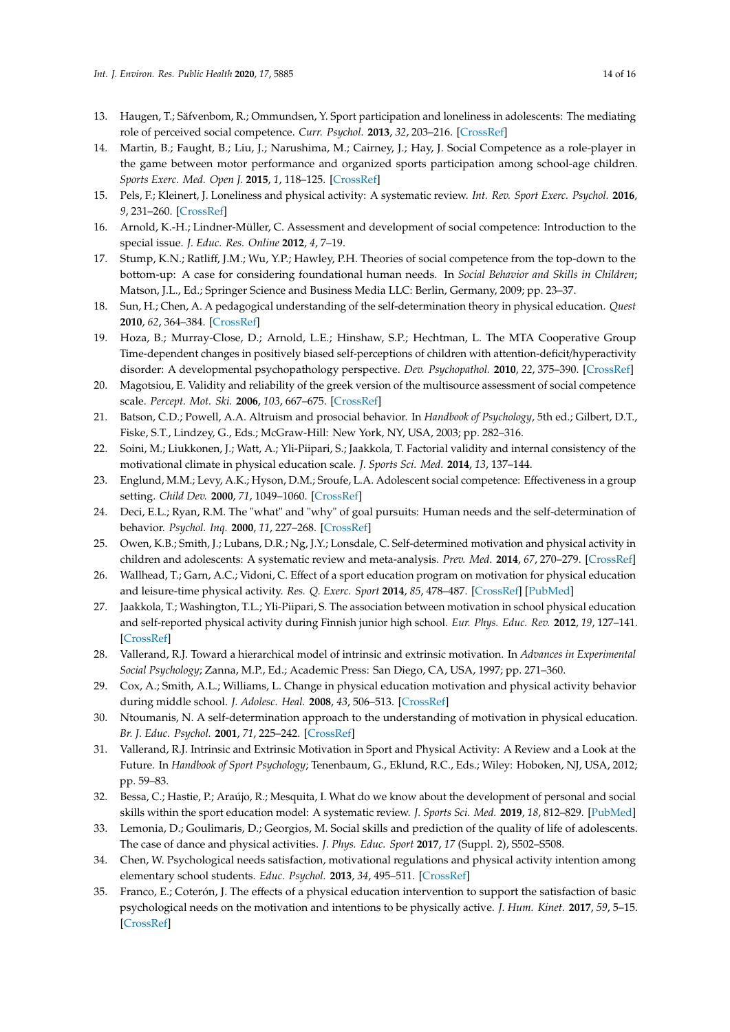13. Haugen, T.; Säfvenbom, R.; Ommundsen, Y. Sport participation and loneliness in adolescents: The mediating role of perceived social competence. *Curr. Psychol.* **2013**, *32*, 203–216. [CrossRef]
14. Martin, B.; Faught, B.; Liu, J.; Narushima, M.; Cairney, J.; Hay, J. Social Competence as a role-player in the game between motor performance and organized sports participation among school-age children. *Sports Exerc. Med. Open J.* **2015**, *1*, 118–125. [CrossRef]
15. Pels, F.; Kleinert, J. Loneliness and physical activity: A systematic review. *Int. Rev. Sport Exerc. Psychol.* **2016**, *9*, 231–260. [CrossRef]
16. Arnold, K.-H.; Lindner-Müller, C. Assessment and development of social competence: Introduction to the special issue. *J. Educ. Res. Online* **2012**, *4*, 7–19.
17. Stump, K.N.; Ratliff, J.M.; Wu, Y.P.; Hawley, P.H. Theories of social competence from the top-down to the bottom-up: A case for considering foundational human needs. In *Social Behavior and Skills in Children*; Matson, J.L., Ed.; Springer Science and Business Media LLC: Berlin, Germany, 2009; pp. 23–37.
18. Sun, H.; Chen, A. A pedagogical understanding of the self-determination theory in physical education. *Quest* **2010**, *62*, 364–384. [CrossRef]
19. Hoza, B.; Murray-Close, D.; Arnold, L.E.; Hinshaw, S.P.; Hechtman, L. The MTA Cooperative Group Time-dependent changes in positively biased self-perceptions of children with attention-deficit/hyperactivity disorder: A developmental psychopathology perspective. *Dev. Psychopathol.* **2010**, *22*, 375–390. [CrossRef]
20. Magotsiou, E. Validity and reliability of the greek version of the multisource assessment of social competence scale. *Percept. Mot. Ski.* **2006**, *103*, 667–675. [CrossRef]
21. Batson, C.D.; Powell, A.A. Altruism and prosocial behavior. In *Handbook of Psychology*, 5th ed.; Gilbert, D.T., Fiske, S.T., Lindzey, G., Eds.; McGraw-Hill: New York, NY, USA, 2003; pp. 282–316.
22. Soini, M.; Liukkonen, J.; Watt, A.; Yli-Piipari, S.; Jaakkola, T. Factorial validity and internal consistency of the motivational climate in physical education scale. *J. Sports Sci. Med.* **2014**, *13*, 137–144.
23. Englund, M.M.; Levy, A.K.; Hyson, D.M.; Sroufe, L.A. Adolescent social competence: Effectiveness in a group setting. *Child Dev.* **2000**, *71*, 1049–1060. [CrossRef]
24. Deci, E.L.; Ryan, R.M. The "what" and "why" of goal pursuits: Human needs and the self-determination of behavior. *Psychol. Inq.* **2000**, *11*, 227–268. [CrossRef]
25. Owen, K.B.; Smith, J.; Lubans, D.R.; Ng, J.Y.; Lonsdale, C. Self-determined motivation and physical activity in children and adolescents: A systematic review and meta-analysis. *Prev. Med.* **2014**, *67*, 270–279. [CrossRef]
26. Wallhead, T.; Garn, A.C.; Vidoni, C. Effect of a sport education program on motivation for physical education and leisure-time physical activity. *Res. Q. Exerc. Sport* **2014**, *85*, 478–487. [CrossRef] [PubMed]
27. Jaakkola, T.; Washington, T.L.; Yli-Piipari, S. The association between motivation in school physical education and self-reported physical activity during Finnish junior high school. *Eur. Phys. Educ. Rev.* **2012**, *19*, 127–141. [CrossRef]
28. Vallerand, R.J. Toward a hierarchical model of intrinsic and extrinsic motivation. In *Advances in Experimental Social Psychology*; Zanna, M.P., Ed.; Academic Press: San Diego, CA, USA, 1997; pp. 271–360.
29. Cox, A.; Smith, A.L.; Williams, L. Change in physical education motivation and physical activity behavior during middle school. *J. Adolesc. Heal.* **2008**, *43*, 506–513. [CrossRef]
30. Ntoumanis, N. A self-determination approach to the understanding of motivation in physical education. *Br. J. Educ. Psychol.* **2001**, *71*, 225–242. [CrossRef]
31. Vallerand, R.J. Intrinsic and Extrinsic Motivation in Sport and Physical Activity: A Review and a Look at the Future. In *Handbook of Sport Psychology*; Tenenbaum, G., Eklund, R.C., Eds.; Wiley: Hoboken, NJ, USA, 2012; pp. 59–83.
32. Bessa, C.; Hastie, P.; Araújo, R.; Mesquita, I. What do we know about the development of personal and social skills within the sport education model: A systematic review. *J. Sports Sci. Med.* **2019**, *18*, 812–829. [PubMed]
33. Lemonia, D.; Goulimaris, D.; Georgios, M. Social skills and prediction of the quality of life of adolescents. The case of dance and physical activities. *J. Phys. Educ. Sport* **2017**, *17* (Suppl. 2), S502–S508.
34. Chen, W. Psychological needs satisfaction, motivational regulations and physical activity intention among elementary school students. *Educ. Psychol.* **2013**, *34*, 495–511. [CrossRef]
35. Franco, E.; Coterón, J. The effects of a physical education intervention to support the satisfaction of basic psychological needs on the motivation and intentions to be physically active. *J. Hum. Kinet.* **2017**, *59*, 5–15. [CrossRef]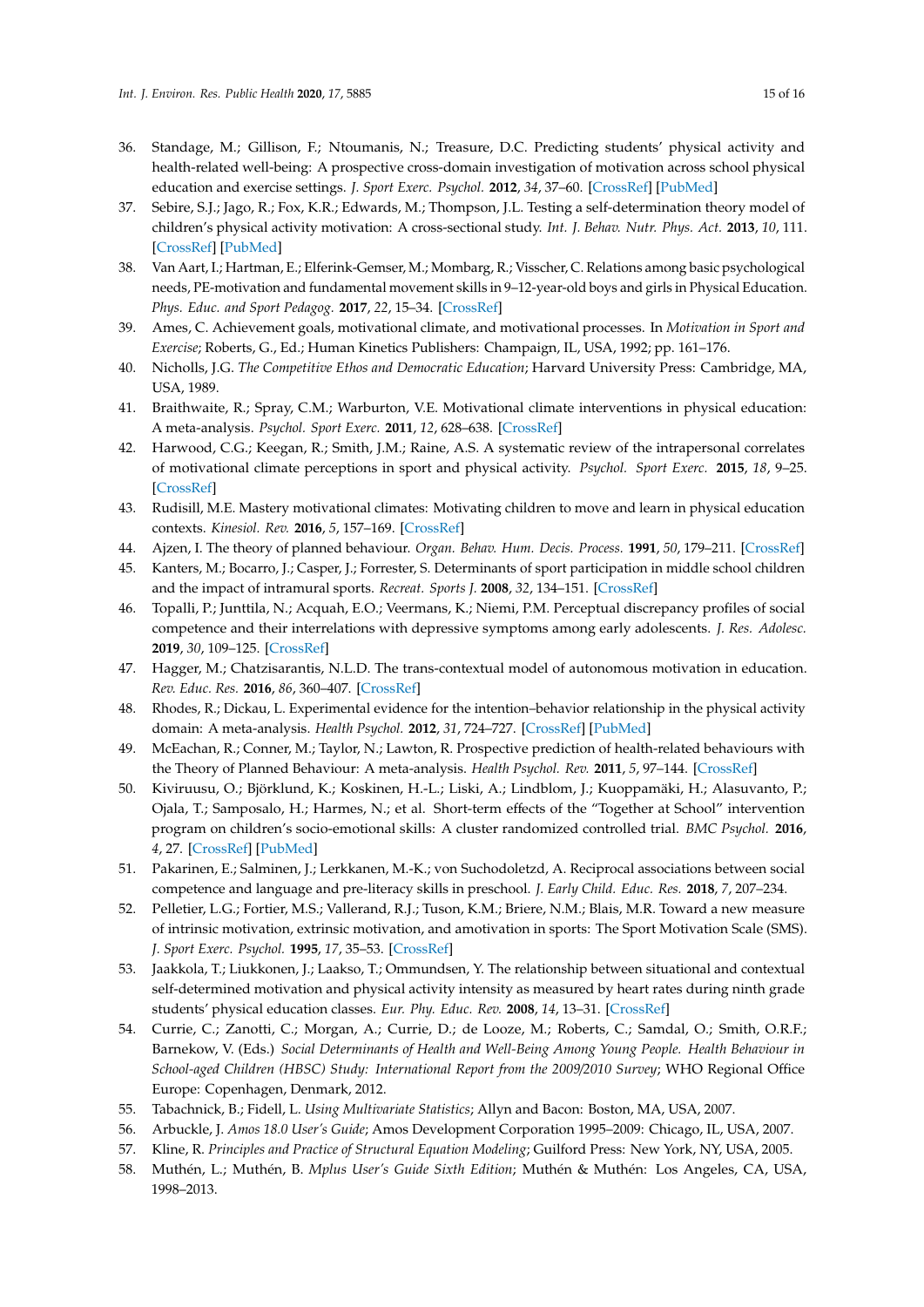36. Standage, M.; Gillison, F.; Ntoumanis, N.; Treasure, D.C. Predicting students' physical activity and health-related well-being: A prospective cross-domain investigation of motivation across school physical education and exercise settings. *J. Sport Exerc. Psychol.* **2012**, *34*, 37–60. [CrossRef] [PubMed]
37. Sebire, S.J.; Jago, R.; Fox, K.R.; Edwards, M.; Thompson, J.L. Testing a self-determination theory model of children's physical activity motivation: A cross-sectional study. *Int. J. Behav. Nutr. Phys. Act.* **2013**, *10*, 111. [CrossRef] [PubMed]
38. Van Aart, I.; Hartman, E.; Elferink-Gemser, M.; Mombarg, R.; Visscher, C. Relations among basic psychological needs, PE-motivation and fundamental movement skills in 9–12-year-old boys and girls in Physical Education. *Phys. Educ. and Sport Pedagog.* **2017**, *22*, 15–34. [CrossRef]
39. Ames, C. Achievement goals, motivational climate, and motivational processes. In *Motivation in Sport and Exercise*; Roberts, G., Ed.; Human Kinetics Publishers: Champaign, IL, USA, 1992; pp. 161–176.
40. Nicholls, J.G. *The Competitive Ethos and Democratic Education*; Harvard University Press: Cambridge, MA, USA, 1989.
41. Braithwaite, R.; Spray, C.M.; Warburton, V.E. Motivational climate interventions in physical education: A meta-analysis. *Psychol. Sport Exerc.* **2011**, *12*, 628–638. [CrossRef]
42. Harwood, C.G.; Keegan, R.; Smith, J.M.; Raine, A.S. A systematic review of the intrapersonal correlates of motivational climate perceptions in sport and physical activity. *Psychol. Sport Exerc.* **2015**, *18*, 9–25. [CrossRef]
43. Rudisill, M.E. Mastery motivational climates: Motivating children to move and learn in physical education contexts. *Kinesiol. Rev.* **2016**, *5*, 157–169. [CrossRef]
44. Ajzen, I. The theory of planned behaviour. *Organ. Behav. Hum. Decis. Process.* **1991**, *50*, 179–211. [CrossRef]
45. Kanters, M.; Bocarro, J.; Casper, J.; Forrester, S. Determinants of sport participation in middle school children and the impact of intramural sports. *Recreat. Sports J.* **2008**, *32*, 134–151. [CrossRef]
46. Topalli, P.; Junttila, N.; Acquah, E.O.; Veermans, K.; Niemi, P.M. Perceptual discrepancy profiles of social competence and their interrelations with depressive symptoms among early adolescents. *J. Res. Adolesc.* **2019**, *30*, 109–125. [CrossRef]
47. Hagger, M.; Chatzisarantis, N.L.D. The trans-contextual model of autonomous motivation in education. *Rev. Educ. Res.* **2016**, *86*, 360–407. [CrossRef]
48. Rhodes, R.; Dickau, L. Experimental evidence for the intention–behavior relationship in the physical activity domain: A meta-analysis. *Health Psychol.* **2012**, *31*, 724–727. [CrossRef] [PubMed]
49. McEachan, R.; Conner, M.; Taylor, N.; Lawton, R. Prospective prediction of health-related behaviours with the Theory of Planned Behaviour: A meta-analysis. *Health Psychol. Rev.* **2011**, *5*, 97–144. [CrossRef]
50. Kiviruusu, O.; Björklund, K.; Koskinen, H.-L.; Liski, A.; Lindblom, J.; Kuoppamäki, H.; Alasuvanto, P.; Ojala, T.; Samposalo, H.; Harmes, N.; et al. Short-term effects of the "Together at School" intervention program on children's socio-emotional skills: A cluster randomized controlled trial. *BMC Psychol.* **2016**, *4*, 27. [CrossRef] [PubMed]
51. Pakarinen, E.; Salminen, J.; Lerkkanen, M.-K.; von Suchodoletzd, A. Reciprocal associations between social competence and language and pre-literacy skills in preschool. *J. Early Child. Educ. Res.* **2018**, *7*, 207–234.
52. Pelletier, L.G.; Fortier, M.S.; Vallerand, R.J.; Tuson, K.M.; Briere, N.M.; Blais, M.R. Toward a new measure of intrinsic motivation, extrinsic motivation, and amotivation in sports: The Sport Motivation Scale (SMS). *J. Sport Exerc. Psychol.* **1995**, *17*, 35–53. [CrossRef]
53. Jaakkola, T.; Liukkonen, J.; Laakso, T.; Ommundsen, Y. The relationship between situational and contextual self-determined motivation and physical activity intensity as measured by heart rates during ninth grade students' physical education classes. *Eur. Phy. Educ. Rev.* **2008**, *14*, 13–31. [CrossRef]
54. Currie, C.; Zanotti, C.; Morgan, A.; Currie, D.; de Looze, M.; Roberts, C.; Samdal, O.; Smith, O.R.F.; Barnekow, V. (Eds.) *Social Determinants of Health and Well-Being Among Young People. Health Behaviour in School-aged Children (HBSC) Study: International Report from the 2009/2010 Survey*; WHO Regional Office Europe: Copenhagen, Denmark, 2012.
55. Tabachnick, B.; Fidell, L. *Using Multivariate Statistics*; Allyn and Bacon: Boston, MA, USA, 2007.
56. Arbuckle, J. *Amos 18.0 User's Guide*; Amos Development Corporation 1995–2009: Chicago, IL, USA, 2007.
57. Kline, R. *Principles and Practice of Structural Equation Modeling*; Guilford Press: New York, NY, USA, 2005.
58. Muthén, L.; Muthén, B. *Mplus User's Guide Sixth Edition*; Muthén & Muthén: Los Angeles, CA, USA, 1998–2013.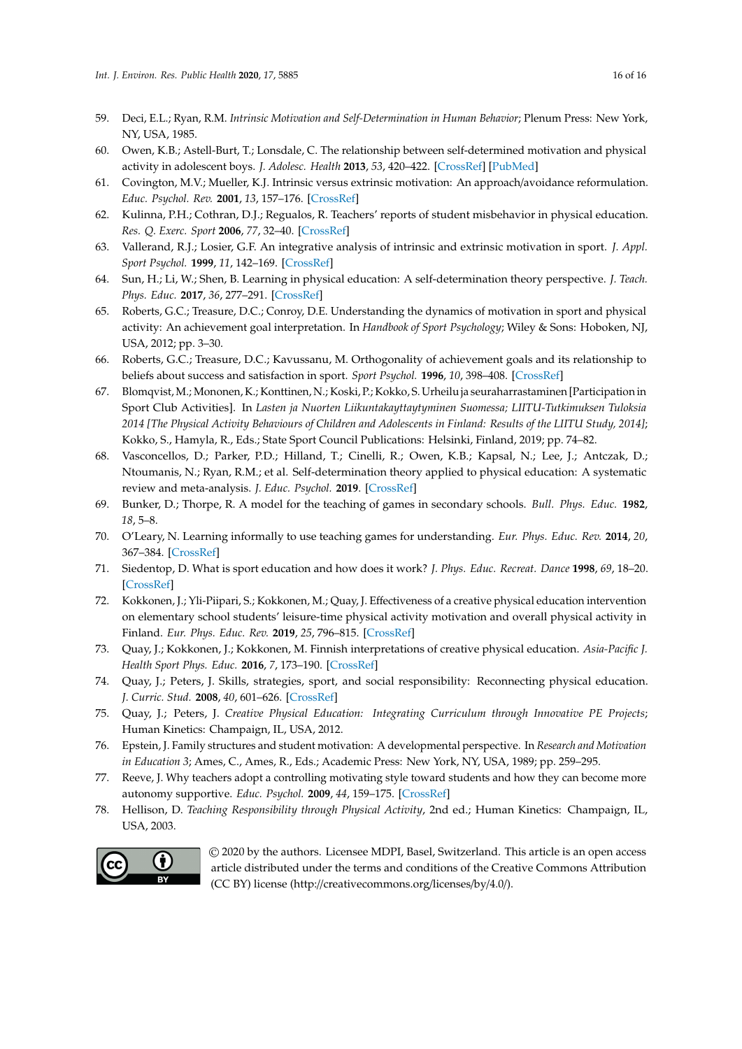59. Deci, E.L.; Ryan, R.M. *Intrinsic Motivation and Self-Determination in Human Behavior*; Plenum Press: New York, NY, USA, 1985.
60. Owen, K.B.; Astell-Burt, T.; Lonsdale, C. The relationship between self-determined motivation and physical activity in adolescent boys. *J. Adolesc. Health* **2013**, *53*, 420–422. [CrossRef] [PubMed]
61. Covington, M.V.; Mueller, K.J. Intrinsic versus extrinsic motivation: An approach/avoidance reformulation. *Educ. Psychol. Rev.* **2001**, *13*, 157–176. [CrossRef]
62. Kulinna, P.H.; Cothran, D.J.; Regualos, R. Teachers' reports of student misbehavior in physical education. *Res. Q. Exerc. Sport* **2006**, *77*, 32–40. [CrossRef]
63. Vallerand, R.J.; Losier, G.F. An integrative analysis of intrinsic and extrinsic motivation in sport. *J. Appl. Sport Psychol.* **1999**, *11*, 142–169. [CrossRef]
64. Sun, H.; Li, W.; Shen, B. Learning in physical education: A self-determination theory perspective. *J. Teach. Phys. Educ.* **2017**, *36*, 277–291. [CrossRef]
65. Roberts, G.C.; Treasure, D.C.; Conroy, D.E. Understanding the dynamics of motivation in sport and physical activity: An achievement goal interpretation. In *Handbook of Sport Psychology*; Wiley & Sons: Hoboken, NJ, USA, 2012; pp. 3–30.
66. Roberts, G.C.; Treasure, D.C.; Kavussanu, M. Orthogonality of achievement goals and its relationship to beliefs about success and satisfaction in sport. *Sport Psychol.* **1996**, *10*, 398–408. [CrossRef]
67. Blomqvist, M.; Mononen, K.; Konttinen, N.; Koski, P.; Kokko, S. Urheilu ja seuraharrastaminen [Participation in Sport Club Activities]. In *Lasten ja Nuorten Liikuntakayttaytyminen Suomessa; LIITU-Tutkimuksen Tuloksia 2014 [The Physical Activity Behaviours of Children and Adolescents in Finland: Results of the LIITU Study, 2014]*; Kokko, S., Hamyla, R., Eds.; State Sport Council Publications: Helsinki, Finland, 2019; pp. 74–82.
68. Vasconcellos, D.; Parker, P.D.; Hilland, T.; Cinelli, R.; Owen, K.B.; Kapsal, N.; Lee, J.; Antczak, D.; Ntoumanis, N.; Ryan, R.M.; et al. Self-determination theory applied to physical education: A systematic review and meta-analysis. *J. Educ. Psychol.* **2019**. [CrossRef]
69. Bunker, D.; Thorpe, R. A model for the teaching of games in secondary schools. *Bull. Phys. Educ.* **1982**, *18*, 5–8.
70. O'Leary, N. Learning informally to use teaching games for understanding. *Eur. Phys. Educ. Rev.* **2014**, *20*, 367–384. [CrossRef]
71. Siedentop, D. What is sport education and how does it work? *J. Phys. Educ. Recreat. Dance* **1998**, *69*, 18–20. [CrossRef]
72. Kokkonen, J.; Yli-Piipari, S.; Kokkonen, M.; Quay, J. Effectiveness of a creative physical education intervention on elementary school students' leisure-time physical activity motivation and overall physical activity in Finland. *Eur. Phys. Educ. Rev.* **2019**, *25*, 796–815. [CrossRef]
73. Quay, J.; Kokkonen, J.; Kokkonen, M. Finnish interpretations of creative physical education. *Asia-Pacific J. Health Sport Phys. Educ.* **2016**, *7*, 173–190. [CrossRef]
74. Quay, J.; Peters, J. Skills, strategies, sport, and social responsibility: Reconnecting physical education. *J. Curric. Stud.* **2008**, *40*, 601–626. [CrossRef]
75. Quay, J.; Peters, J. *Creative Physical Education: Integrating Curriculum through Innovative PE Projects*; Human Kinetics: Champaign, IL, USA, 2012.
76. Epstein, J. Family structures and student motivation: A developmental perspective. In *Research and Motivation in Education 3*; Ames, C., Ames, R., Eds.; Academic Press: New York, NY, USA, 1989; pp. 259–295.
77. Reeve, J. Why teachers adopt a controlling motivating style toward students and how they can become more autonomy supportive. *Educ. Psychol.* **2009**, *44*, 159–175. [CrossRef]
78. Hellison, D. *Teaching Responsibility through Physical Activity*, 2nd ed.; Human Kinetics: Champaign, IL, USA, 2003.

© 2020 by the authors. Licensee MDPI, Basel, Switzerland. This article is an open access article distributed under the terms and conditions of the Creative Commons Attribution (CC BY) license (http://creativecommons.org/licenses/by/4.0/).